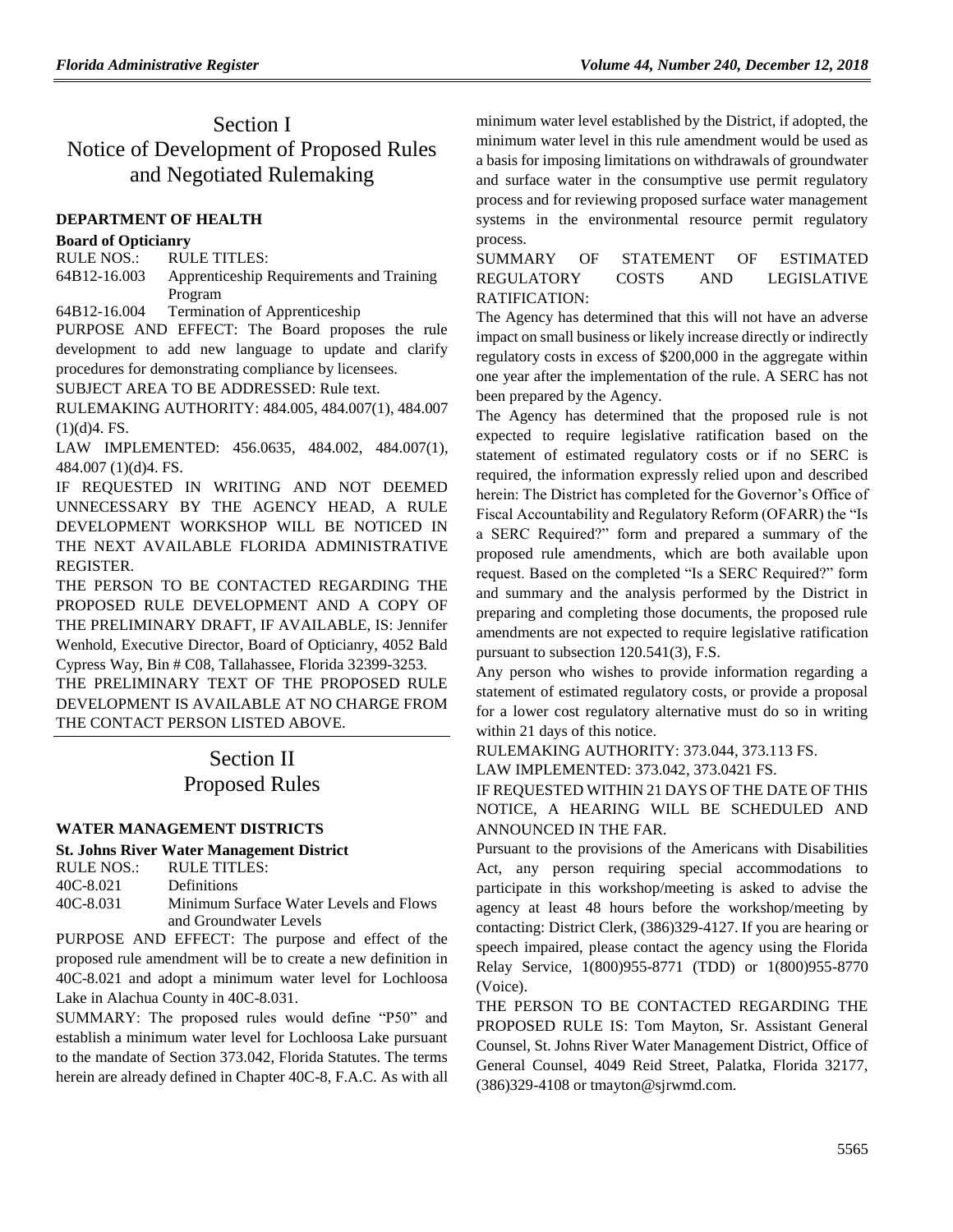# Section I
# Notice of Development of Proposed Rules and Negotiated Rulemaking

**DEPARTMENT OF HEALTH**

**Board of Opticianry**

RULE NOS.: RULE TITLES:

64B12-16.003 Apprenticeship Requirements and Training Program

64B12-16.004 Termination of Apprenticeship

PURPOSE AND EFFECT: The Board proposes the rule development to add new language to update and clarify procedures for demonstrating compliance by licensees.

SUBJECT AREA TO BE ADDRESSED: Rule text.

RULEMAKING AUTHORITY: 484.005, 484.007(1), 484.007 (1)(d)4. FS.

LAW IMPLEMENTED: 456.0635, 484.002, 484.007(1), 484.007 (1)(d)4. FS.

IF REQUESTED IN WRITING AND NOT DEEMED UNNECESSARY BY THE AGENCY HEAD, A RULE DEVELOPMENT WORKSHOP WILL BE NOTICED IN THE NEXT AVAILABLE FLORIDA ADMINISTRATIVE REGISTER.

THE PERSON TO BE CONTACTED REGARDING THE PROPOSED RULE DEVELOPMENT AND A COPY OF THE PRELIMINARY DRAFT, IF AVAILABLE, IS: Jennifer Wenhold, Executive Director, Board of Opticianry, 4052 Bald Cypress Way, Bin # C08, Tallahassee, Florida 32399-3253.

THE PRELIMINARY TEXT OF THE PROPOSED RULE DEVELOPMENT IS AVAILABLE AT NO CHARGE FROM THE CONTACT PERSON LISTED ABOVE.

# Section II
# Proposed Rules

**WATER MANAGEMENT DISTRICTS**

**St. Johns River Water Management District**

RULE NOS.: RULE TITLES:

40C-8.021 Definitions

40C-8.031 Minimum Surface Water Levels and Flows and Groundwater Levels

PURPOSE AND EFFECT: The purpose and effect of the proposed rule amendment will be to create a new definition in 40C-8.021 and adopt a minimum water level for Lochloosa Lake in Alachua County in 40C-8.031.

SUMMARY: The proposed rules would define "P50" and establish a minimum water level for Lochloosa Lake pursuant to the mandate of Section 373.042, Florida Statutes. The terms herein are already defined in Chapter 40C-8, F.A.C. As with all minimum water level established by the District, if adopted, the minimum water level in this rule amendment would be used as a basis for imposing limitations on withdrawals of groundwater and surface water in the consumptive use permit regulatory process and for reviewing proposed surface water management systems in the environmental resource permit regulatory process.

SUMMARY OF STATEMENT OF ESTIMATED REGULATORY COSTS AND LEGISLATIVE RATIFICATION:

The Agency has determined that this will not have an adverse impact on small business or likely increase directly or indirectly regulatory costs in excess of $200,000 in the aggregate within one year after the implementation of the rule. A SERC has not been prepared by the Agency.

The Agency has determined that the proposed rule is not expected to require legislative ratification based on the statement of estimated regulatory costs or if no SERC is required, the information expressly relied upon and described herein: The District has completed for the Governor's Office of Fiscal Accountability and Regulatory Reform (OFARR) the "Is a SERC Required?" form and prepared a summary of the proposed rule amendments, which are both available upon request. Based on the completed "Is a SERC Required?" form and summary and the analysis performed by the District in preparing and completing those documents, the proposed rule amendments are not expected to require legislative ratification pursuant to subsection 120.541(3), F.S.

Any person who wishes to provide information regarding a statement of estimated regulatory costs, or provide a proposal for a lower cost regulatory alternative must do so in writing within 21 days of this notice.

RULEMAKING AUTHORITY: 373.044, 373.113 FS.

LAW IMPLEMENTED: 373.042, 373.0421 FS.

IF REQUESTED WITHIN 21 DAYS OF THE DATE OF THIS NOTICE, A HEARING WILL BE SCHEDULED AND ANNOUNCED IN THE FAR.

Pursuant to the provisions of the Americans with Disabilities Act, any person requiring special accommodations to participate in this workshop/meeting is asked to advise the agency at least 48 hours before the workshop/meeting by contacting: District Clerk, (386)329-4127. If you are hearing or speech impaired, please contact the agency using the Florida Relay Service, 1(800)955-8771 (TDD) or 1(800)955-8770 (Voice).

THE PERSON TO BE CONTACTED REGARDING THE PROPOSED RULE IS: Tom Mayton, Sr. Assistant General Counsel, St. Johns River Water Management District, Office of General Counsel, 4049 Reid Street, Palatka, Florida 32177, (386)329-4108 or tmayton@sjrwmd.com.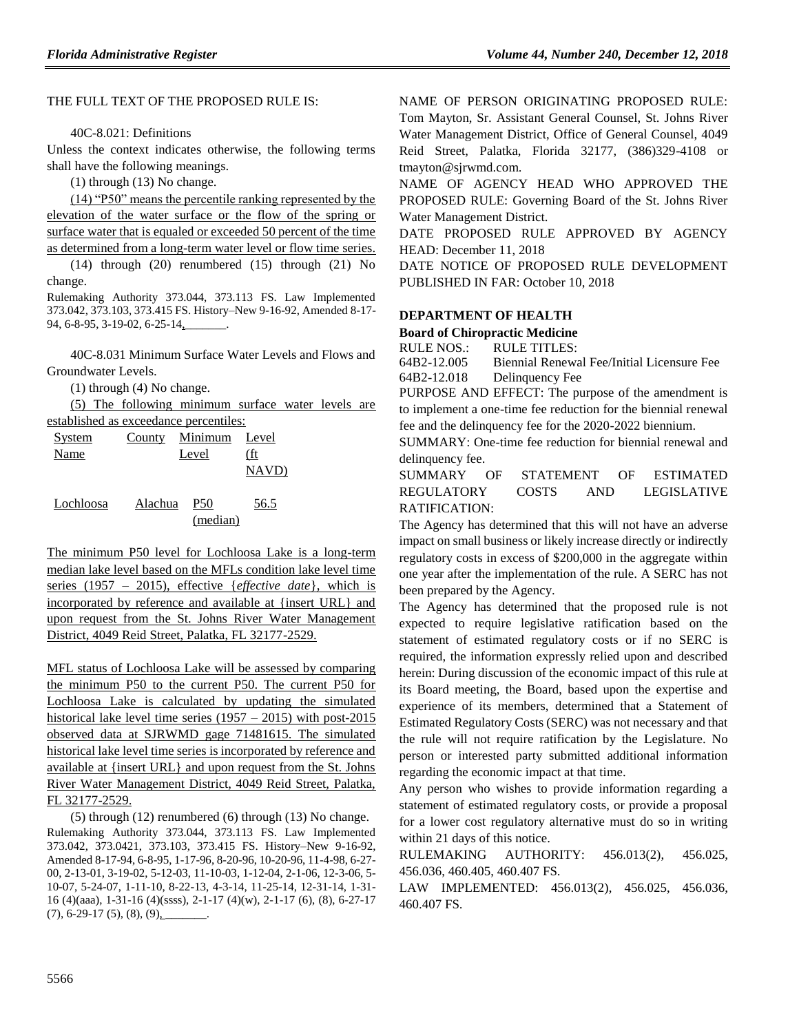THE FULL TEXT OF THE PROPOSED RULE IS:

40C-8.021: Definitions

Unless the context indicates otherwise, the following terms shall have the following meanings.

(1) through (13) No change.

(14) "P50" means the percentile ranking represented by the elevation of the water surface or the flow of the spring or surface water that is equaled or exceeded 50 percent of the time as determined from a long-term water level or flow time series.

(14) through (20) renumbered (15) through (21) No change.

Rulemaking Authority 373.044, 373.113 FS. Law Implemented 373.042, 373.103, 373.415 FS. History–New 9-16-92, Amended 8-17-94, 6-8-95, 3-19-02, 6-25-14, ________.

40C-8.031 Minimum Surface Water Levels and Flows and Groundwater Levels.

(1) through (4) No change.

(5) The following minimum surface water levels are established as exceedance percentiles:

| System Name | County | Minimum Level | Level (ft NAVD) |
|---|---|---|---|
| Lochloosa | Alachua | P50 (median) | 56.5 |

The minimum P50 level for Lochloosa Lake is a long-term median lake level based on the MFLs condition lake level time series (1957 – 2015), effective {*effective date*}, which is incorporated by reference and available at {insert URL} and upon request from the St. Johns River Water Management District, 4049 Reid Street, Palatka, FL 32177-2529.

MFL status of Lochloosa Lake will be assessed by comparing the minimum P50 to the current P50. The current P50 for Lochloosa Lake is calculated by updating the simulated historical lake level time series (1957 – 2015) with post-2015 observed data at SJRWMD gage 71481615. The simulated historical lake level time series is incorporated by reference and available at {insert URL} and upon request from the St. Johns River Water Management District, 4049 Reid Street, Palatka, FL 32177-2529.

(5) through (12) renumbered (6) through (13) No change.

Rulemaking Authority 373.044, 373.113 FS. Law Implemented 373.042, 373.0421, 373.103, 373.415 FS. History–New 9-16-92, Amended 8-17-94, 6-8-95, 1-17-96, 8-20-96, 10-20-96, 11-4-98, 6-27-00, 2-13-01, 3-19-02, 5-12-03, 11-10-03, 1-12-04, 2-1-06, 12-3-06, 5-10-07, 5-24-07, 1-11-10, 8-22-13, 4-3-14, 11-25-14, 12-31-14, 1-31-16 (4)(aaa), 1-31-16 (4)(ssss), 2-1-17 (4)(w), 2-1-17 (6), (8), 6-27-17 (7), 6-29-17 (5), (8), (9), ________.

NAME OF PERSON ORIGINATING PROPOSED RULE: Tom Mayton, Sr. Assistant General Counsel, St. Johns River Water Management District, Office of General Counsel, 4049 Reid Street, Palatka, Florida 32177, (386)329-4108 or tmayton@sjrwmd.com.

NAME OF AGENCY HEAD WHO APPROVED THE PROPOSED RULE: Governing Board of the St. Johns River Water Management District.

DATE PROPOSED RULE APPROVED BY AGENCY HEAD: December 11, 2018

DATE NOTICE OF PROPOSED RULE DEVELOPMENT PUBLISHED IN FAR: October 10, 2018

## DEPARTMENT OF HEALTH

### Board of Chiropractic Medicine

RULE NOS.: RULE TITLES:

64B2-12.005 Biennial Renewal Fee/Initial Licensure Fee

64B2-12.018 Delinquency Fee

PURPOSE AND EFFECT: The purpose of the amendment is to implement a one-time fee reduction for the biennial renewal fee and the delinquency fee for the 2020-2022 biennium.

SUMMARY: One-time fee reduction for biennial renewal and delinquency fee.

SUMMARY OF STATEMENT OF ESTIMATED REGULATORY COSTS AND LEGISLATIVE RATIFICATION:

The Agency has determined that this will not have an adverse impact on small business or likely increase directly or indirectly regulatory costs in excess of $200,000 in the aggregate within one year after the implementation of the rule. A SERC has not been prepared by the Agency.

The Agency has determined that the proposed rule is not expected to require legislative ratification based on the statement of estimated regulatory costs or if no SERC is required, the information expressly relied upon and described herein: During discussion of the economic impact of this rule at its Board meeting, the Board, based upon the expertise and experience of its members, determined that a Statement of Estimated Regulatory Costs (SERC) was not necessary and that the rule will not require ratification by the Legislature. No person or interested party submitted additional information regarding the economic impact at that time.

Any person who wishes to provide information regarding a statement of estimated regulatory costs, or provide a proposal for a lower cost regulatory alternative must do so in writing within 21 days of this notice.

RULEMAKING AUTHORITY: 456.013(2), 456.025, 456.036, 460.405, 460.407 FS.

LAW IMPLEMENTED: 456.013(2), 456.025, 456.036, 460.407 FS.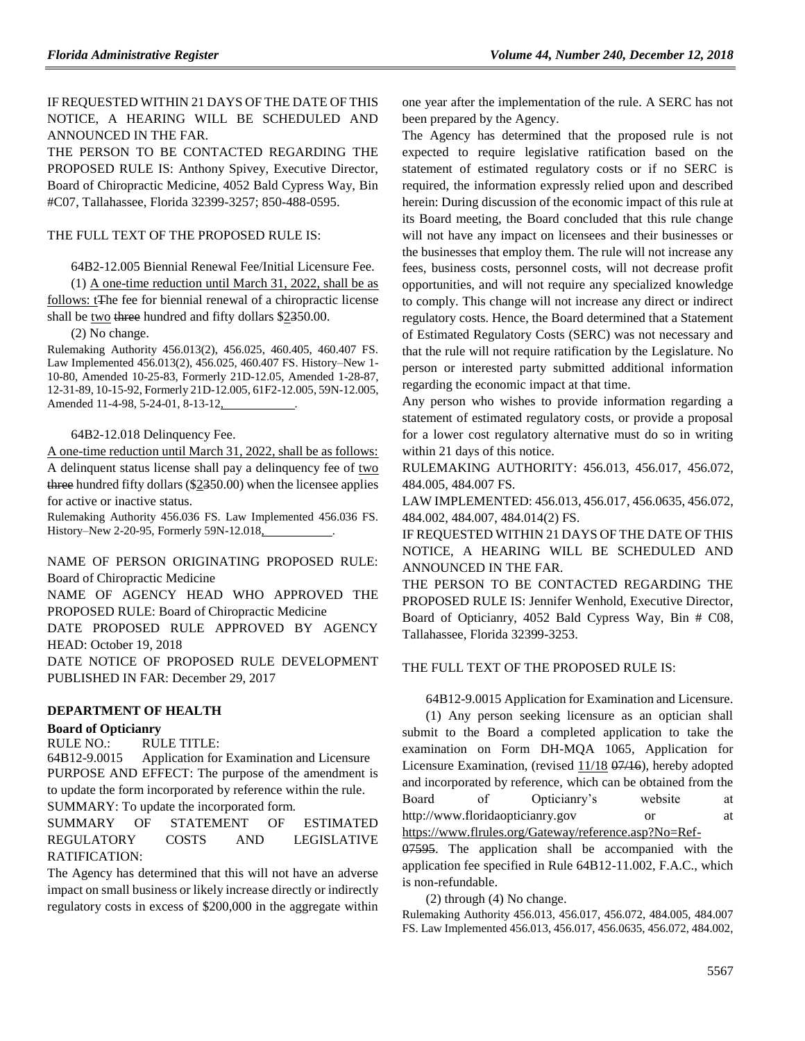IF REQUESTED WITHIN 21 DAYS OF THE DATE OF THIS NOTICE, A HEARING WILL BE SCHEDULED AND ANNOUNCED IN THE FAR.

THE PERSON TO BE CONTACTED REGARDING THE PROPOSED RULE IS: Anthony Spivey, Executive Director, Board of Chiropractic Medicine, 4052 Bald Cypress Way, Bin #C07, Tallahassee, Florida 32399-3257; 850-488-0595.

THE FULL TEXT OF THE PROPOSED RULE IS:

64B2-12.005 Biennial Renewal Fee/Initial Licensure Fee.

(1) A one-time reduction until March 31, 2022, shall be as follows: tThe fee for biennial renewal of a chiropractic license shall be two three hundred and fifty dollars $2350.00.

(2) No change.

Rulemaking Authority 456.013(2), 456.025, 460.405, 460.407 FS. Law Implemented 456.013(2), 456.025, 460.407 FS. History–New 1-10-80, Amended 10-25-83, Formerly 21D-12.05, Amended 1-28-87, 12-31-89, 10-15-92, Formerly 21D-12.005, 61F2-12.005, 59N-12.005, Amended 11-4-98, 5-24-01, 8-13-12, ________.

64B2-12.018 Delinquency Fee.

A one-time reduction until March 31, 2022, shall be as follows: A delinquent status license shall pay a delinquency fee of two three hundred fifty dollars ($2350.00) when the licensee applies for active or inactive status.

Rulemaking Authority 456.036 FS. Law Implemented 456.036 FS. History–New 2-20-95, Formerly 59N-12.018, ________.

NAME OF PERSON ORIGINATING PROPOSED RULE: Board of Chiropractic Medicine

NAME OF AGENCY HEAD WHO APPROVED THE PROPOSED RULE: Board of Chiropractic Medicine

DATE PROPOSED RULE APPROVED BY AGENCY HEAD: October 19, 2018

DATE NOTICE OF PROPOSED RULE DEVELOPMENT PUBLISHED IN FAR: December 29, 2017

## DEPARTMENT OF HEALTH

### Board of Opticianry

RULE NO.: RULE TITLE:

64B12-9.0015 Application for Examination and Licensure

PURPOSE AND EFFECT: The purpose of the amendment is to update the form incorporated by reference within the rule.

SUMMARY: To update the incorporated form.

SUMMARY OF STATEMENT OF ESTIMATED REGULATORY COSTS AND LEGISLATIVE RATIFICATION:

The Agency has determined that this will not have an adverse impact on small business or likely increase directly or indirectly regulatory costs in excess of $200,000 in the aggregate within one year after the implementation of the rule. A SERC has not been prepared by the Agency.

The Agency has determined that the proposed rule is not expected to require legislative ratification based on the statement of estimated regulatory costs or if no SERC is required, the information expressly relied upon and described herein: During discussion of the economic impact of this rule at its Board meeting, the Board concluded that this rule change will not have any impact on licensees and their businesses or the businesses that employ them. The rule will not increase any fees, business costs, personnel costs, will not decrease profit opportunities, and will not require any specialized knowledge to comply. This change will not increase any direct or indirect regulatory costs. Hence, the Board determined that a Statement of Estimated Regulatory Costs (SERC) was not necessary and that the rule will not require ratification by the Legislature. No person or interested party submitted additional information regarding the economic impact at that time.

Any person who wishes to provide information regarding a statement of estimated regulatory costs, or provide a proposal for a lower cost regulatory alternative must do so in writing within 21 days of this notice.

RULEMAKING AUTHORITY: 456.013, 456.017, 456.072, 484.005, 484.007 FS.

LAW IMPLEMENTED: 456.013, 456.017, 456.0635, 456.072, 484.002, 484.007, 484.014(2) FS.

IF REQUESTED WITHIN 21 DAYS OF THE DATE OF THIS NOTICE, A HEARING WILL BE SCHEDULED AND ANNOUNCED IN THE FAR.

THE PERSON TO BE CONTACTED REGARDING THE PROPOSED RULE IS: Jennifer Wenhold, Executive Director, Board of Opticianry, 4052 Bald Cypress Way, Bin # C08, Tallahassee, Florida 32399-3253.

THE FULL TEXT OF THE PROPOSED RULE IS:

64B12-9.0015 Application for Examination and Licensure.

(1) Any person seeking licensure as an optician shall submit to the Board a completed application to take the examination on Form DH-MQA 1065, Application for Licensure Examination, (revised 11/18 07/16), hereby adopted and incorporated by reference, which can be obtained from the Board of Opticianry's website at http://www.floridaopticianry.gov or at https://www.flrules.org/Gateway/reference.asp?No=Ref-07595. The application shall be accompanied with the application fee specified in Rule 64B12-11.002, F.A.C., which is non-refundable.

(2) through (4) No change.

Rulemaking Authority 456.013, 456.017, 456.072, 484.005, 484.007 FS. Law Implemented 456.013, 456.017, 456.0635, 456.072, 484.002,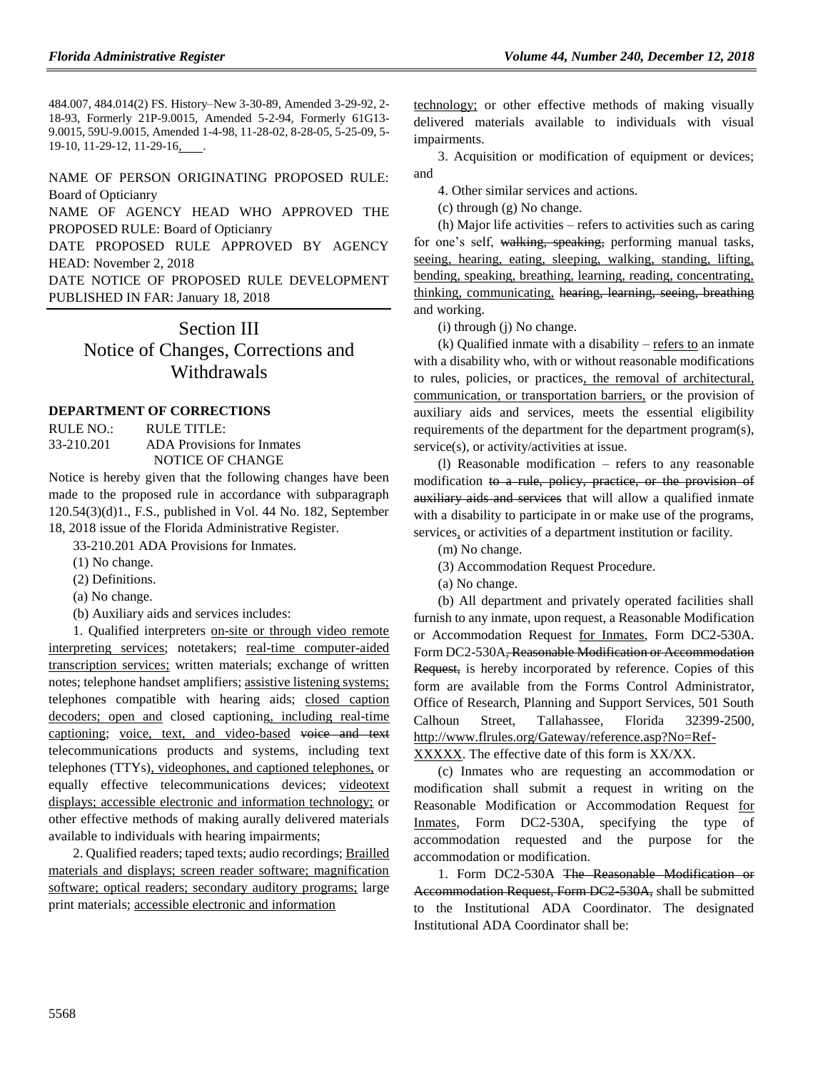484.007, 484.014(2) FS. History–New 3-30-89, Amended 3-29-92, 2-18-93, Formerly 21P-9.0015, Amended 5-2-94, Formerly 61G13-9.0015, 59U-9.0015, Amended 1-4-98, 11-28-02, 8-28-05, 5-25-09, 5-19-10, 11-29-12, 11-29-16, ___.

NAME OF PERSON ORIGINATING PROPOSED RULE: Board of Opticianry

NAME OF AGENCY HEAD WHO APPROVED THE PROPOSED RULE: Board of Opticianry

DATE PROPOSED RULE APPROVED BY AGENCY HEAD: November 2, 2018

DATE NOTICE OF PROPOSED RULE DEVELOPMENT PUBLISHED IN FAR: January 18, 2018

# Section III
# Notice of Changes, Corrections and Withdrawals

## DEPARTMENT OF CORRECTIONS

RULE NO.: RULE TITLE:

33-210.201 ADA Provisions for Inmates

NOTICE OF CHANGE

Notice is hereby given that the following changes have been made to the proposed rule in accordance with subparagraph 120.54(3)(d)1., F.S., published in Vol. 44 No. 182, September 18, 2018 issue of the Florida Administrative Register.

33-210.201 ADA Provisions for Inmates.

(1) No change.

(2) Definitions.

(a) No change.

(b) Auxiliary aids and services includes:

1. Qualified interpreters on-site or through video remote interpreting services; notetakers; real-time computer-aided transcription services; written materials; exchange of written notes; telephone handset amplifiers; assistive listening systems; telephones compatible with hearing aids; closed caption decoders; open and closed captioning, including real-time captioning; voice, text, and video-based ~~voice and text~~ telecommunications products and systems, including text telephones (TTYs), videophones, and captioned telephones, or equally effective telecommunications devices; videotext displays; accessible electronic and information technology; or other effective methods of making aurally delivered materials available to individuals with hearing impairments;

2. Qualified readers; taped texts; audio recordings; Brailled materials and displays; screen reader software; magnification software; optical readers; secondary auditory programs; large print materials; accessible electronic and information technology; or other effective methods of making visually delivered materials available to individuals with visual impairments.

3. Acquisition or modification of equipment or devices; and

4. Other similar services and actions.

(c) through (g) No change.

(h) Major life activities – refers to activities such as caring for one's self, ~~walking, speaking,~~ performing manual tasks, seeing, hearing, eating, sleeping, walking, standing, lifting, bending, speaking, breathing, learning, reading, concentrating, thinking, communicating, ~~hearing, learning, seeing, breathing~~ and working.

(i) through (j) No change.

(k) Qualified inmate with a disability – refers to an inmate with a disability who, with or without reasonable modifications to rules, policies, or practices, the removal of architectural, communication, or transportation barriers, or the provision of auxiliary aids and services, meets the essential eligibility requirements of the department for the department program(s), service(s), or activity/activities at issue.

(l) Reasonable modification – refers to any reasonable modification ~~to a rule, policy, practice, or the provision of auxiliary aids and services~~ that will allow a qualified inmate with a disability to participate in or make use of the programs, services, or activities of a department institution or facility.

(m) No change.

(3) Accommodation Request Procedure.

(a) No change.

(b) All department and privately operated facilities shall furnish to any inmate, upon request, a Reasonable Modification or Accommodation Request for Inmates, Form DC2-530A. Form DC2-530A~~, Reasonable Modification or Accommodation Request,~~ is hereby incorporated by reference. Copies of this form are available from the Forms Control Administrator, Office of Research, Planning and Support Services, 501 South Calhoun Street, Tallahassee, Florida 32399-2500, http://www.flrules.org/Gateway/reference.asp?No=Ref-XXXXX. The effective date of this form is XX/XX.

(c) Inmates who are requesting an accommodation or modification shall submit a request in writing on the Reasonable Modification or Accommodation Request for Inmates, Form DC2-530A, specifying the type of accommodation requested and the purpose for the accommodation or modification.

1. Form DC2-530A ~~The Reasonable Modification or Accommodation Request, Form DC2-530A,~~ shall be submitted to the Institutional ADA Coordinator. The designated Institutional ADA Coordinator shall be: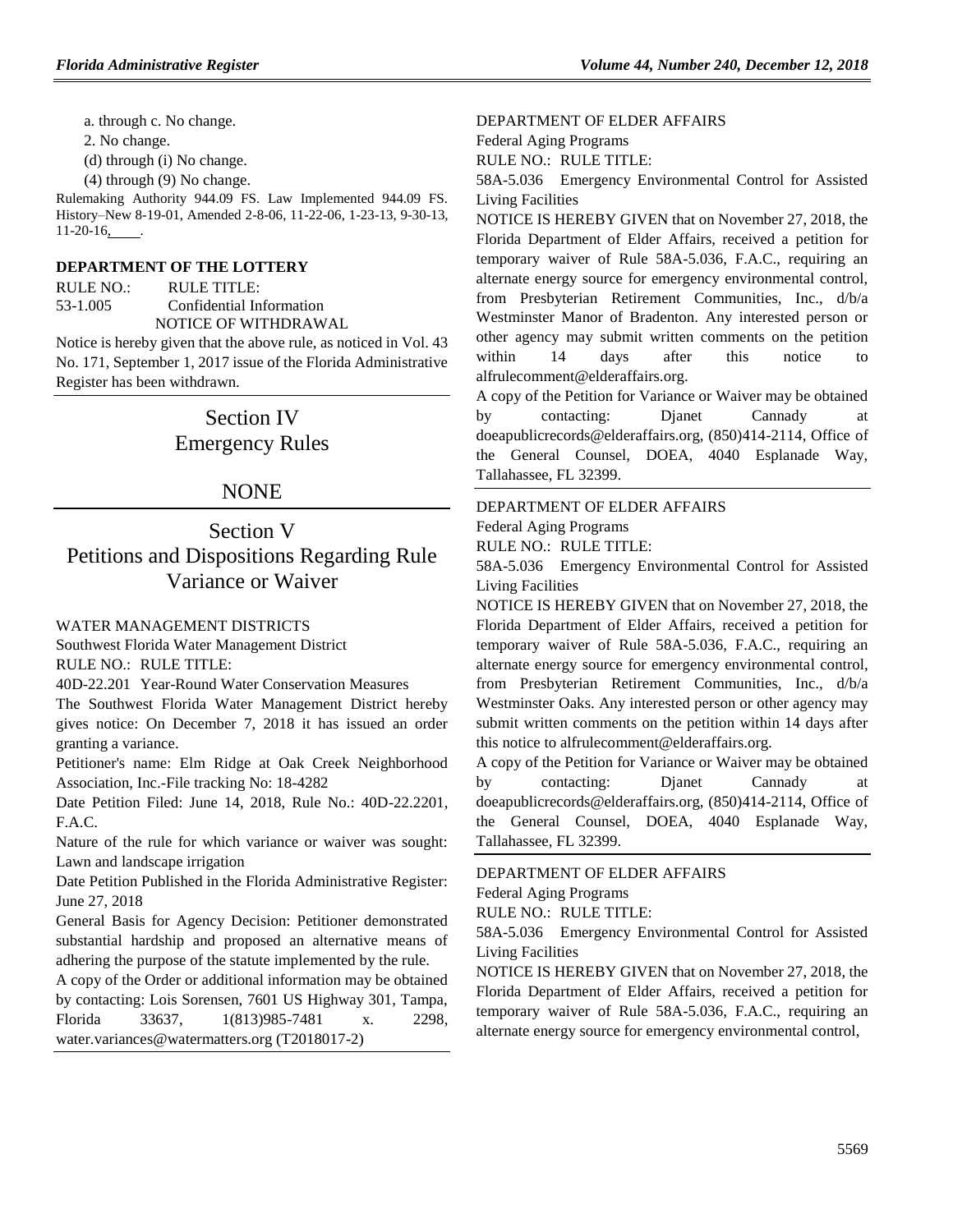a. through c. No change.

2. No change.

(d) through (i) No change.

(4) through (9) No change.

Rulemaking Authority 944.09 FS. Law Implemented 944.09 FS. History–New 8-19-01, Amended 2-8-06, 11-22-06, 1-23-13, 9-30-13, 11-20-16,\_\_\_\_.

**DEPARTMENT OF THE LOTTERY**

RULE NO.: RULE TITLE:

53-1.005 Confidential Information

NOTICE OF WITHDRAWAL

Notice is hereby given that the above rule, as noticed in Vol. 43 No. 171, September 1, 2017 issue of the Florida Administrative Register has been withdrawn.

# Section IV Emergency Rules

# NONE

# Section V Petitions and Dispositions Regarding Rule Variance or Waiver

WATER MANAGEMENT DISTRICTS

Southwest Florida Water Management District

RULE NO.: RULE TITLE:

40D-22.201 Year-Round Water Conservation Measures

The Southwest Florida Water Management District hereby gives notice: On December 7, 2018 it has issued an order granting a variance.

Petitioner's name: Elm Ridge at Oak Creek Neighborhood Association, Inc.-File tracking No: 18-4282

Date Petition Filed: June 14, 2018, Rule No.: 40D-22.2201, F.A.C.

Nature of the rule for which variance or waiver was sought: Lawn and landscape irrigation

Date Petition Published in the Florida Administrative Register: June 27, 2018

General Basis for Agency Decision: Petitioner demonstrated substantial hardship and proposed an alternative means of adhering the purpose of the statute implemented by the rule.

A copy of the Order or additional information may be obtained by contacting: Lois Sorensen, 7601 US Highway 301, Tampa, Florida 33637, 1(813)985-7481 x. 2298, water.variances@watermatters.org (T2018017-2)

DEPARTMENT OF ELDER AFFAIRS

Federal Aging Programs

RULE NO.: RULE TITLE:

58A-5.036 Emergency Environmental Control for Assisted Living Facilities

NOTICE IS HEREBY GIVEN that on November 27, 2018, the Florida Department of Elder Affairs, received a petition for temporary waiver of Rule 58A-5.036, F.A.C., requiring an alternate energy source for emergency environmental control, from Presbyterian Retirement Communities, Inc., d/b/a Westminster Manor of Bradenton. Any interested person or other agency may submit written comments on the petition within 14 days after this notice to alfrulecomment@elderaffairs.org.

A copy of the Petition for Variance or Waiver may be obtained by contacting: Djanet Cannady at doeapublicrecords@elderaffairs.org, (850)414-2114, Office of the General Counsel, DOEA, 4040 Esplanade Way, Tallahassee, FL 32399.

DEPARTMENT OF ELDER AFFAIRS

Federal Aging Programs

RULE NO.: RULE TITLE:

58A-5.036 Emergency Environmental Control for Assisted Living Facilities

NOTICE IS HEREBY GIVEN that on November 27, 2018, the Florida Department of Elder Affairs, received a petition for temporary waiver of Rule 58A-5.036, F.A.C., requiring an alternate energy source for emergency environmental control, from Presbyterian Retirement Communities, Inc., d/b/a Westminster Oaks. Any interested person or other agency may submit written comments on the petition within 14 days after this notice to alfrulecomment@elderaffairs.org.

A copy of the Petition for Variance or Waiver may be obtained by contacting: Djanet Cannady at doeapublicrecords@elderaffairs.org, (850)414-2114, Office of the General Counsel, DOEA, 4040 Esplanade Way, Tallahassee, FL 32399.

DEPARTMENT OF ELDER AFFAIRS

Federal Aging Programs

RULE NO.: RULE TITLE:

58A-5.036 Emergency Environmental Control for Assisted Living Facilities

NOTICE IS HEREBY GIVEN that on November 27, 2018, the Florida Department of Elder Affairs, received a petition for temporary waiver of Rule 58A-5.036, F.A.C., requiring an alternate energy source for emergency environmental control,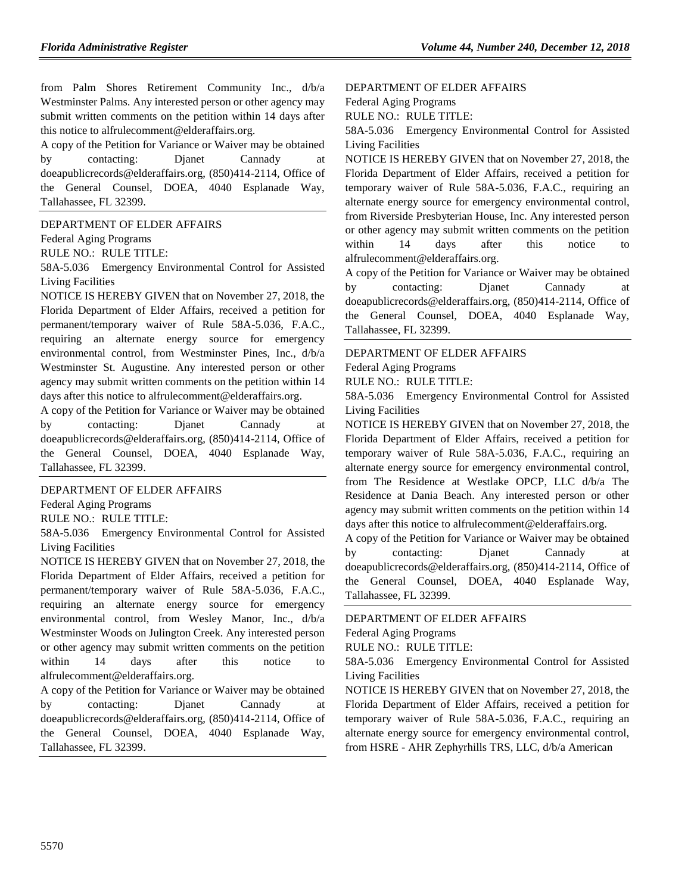from Palm Shores Retirement Community Inc., d/b/a Westminster Palms. Any interested person or other agency may submit written comments on the petition within 14 days after this notice to alfrulecomment@elderaffairs.org.

A copy of the Petition for Variance or Waiver may be obtained by contacting: Djanet Cannady at doeapublicrecords@elderaffairs.org, (850)414-2114, Office of the General Counsel, DOEA, 4040 Esplanade Way, Tallahassee, FL 32399.

DEPARTMENT OF ELDER AFFAIRS

Federal Aging Programs

RULE NO.: RULE TITLE:

58A-5.036 Emergency Environmental Control for Assisted Living Facilities

NOTICE IS HEREBY GIVEN that on November 27, 2018, the Florida Department of Elder Affairs, received a petition for permanent/temporary waiver of Rule 58A-5.036, F.A.C., requiring an alternate energy source for emergency environmental control, from Westminster Pines, Inc., d/b/a Westminster St. Augustine. Any interested person or other agency may submit written comments on the petition within 14 days after this notice to alfrulecomment@elderaffairs.org.

A copy of the Petition for Variance or Waiver may be obtained by contacting: Djanet Cannady at doeapublicrecords@elderaffairs.org, (850)414-2114, Office of the General Counsel, DOEA, 4040 Esplanade Way, Tallahassee, FL 32399.

DEPARTMENT OF ELDER AFFAIRS

Federal Aging Programs

RULE NO.: RULE TITLE:

58A-5.036 Emergency Environmental Control for Assisted Living Facilities

NOTICE IS HEREBY GIVEN that on November 27, 2018, the Florida Department of Elder Affairs, received a petition for permanent/temporary waiver of Rule 58A-5.036, F.A.C., requiring an alternate energy source for emergency environmental control, from Wesley Manor, Inc., d/b/a Westminster Woods on Julington Creek. Any interested person or other agency may submit written comments on the petition within 14 days after this notice to alfrulecomment@elderaffairs.org.

A copy of the Petition for Variance or Waiver may be obtained by contacting: Djanet Cannady at doeapublicrecords@elderaffairs.org, (850)414-2114, Office of the General Counsel, DOEA, 4040 Esplanade Way, Tallahassee, FL 32399.

DEPARTMENT OF ELDER AFFAIRS

Federal Aging Programs

RULE NO.: RULE TITLE:

58A-5.036 Emergency Environmental Control for Assisted Living Facilities

NOTICE IS HEREBY GIVEN that on November 27, 2018, the Florida Department of Elder Affairs, received a petition for temporary waiver of Rule 58A-5.036, F.A.C., requiring an alternate energy source for emergency environmental control, from Riverside Presbyterian House, Inc. Any interested person or other agency may submit written comments on the petition within 14 days after this notice to alfrulecomment@elderaffairs.org.

A copy of the Petition for Variance or Waiver may be obtained by contacting: Djanet Cannady at doeapublicrecords@elderaffairs.org, (850)414-2114, Office of the General Counsel, DOEA, 4040 Esplanade Way, Tallahassee, FL 32399.

DEPARTMENT OF ELDER AFFAIRS

Federal Aging Programs

RULE NO.: RULE TITLE:

58A-5.036 Emergency Environmental Control for Assisted Living Facilities

NOTICE IS HEREBY GIVEN that on November 27, 2018, the Florida Department of Elder Affairs, received a petition for temporary waiver of Rule 58A-5.036, F.A.C., requiring an alternate energy source for emergency environmental control, from The Residence at Westlake OPCP, LLC d/b/a The Residence at Dania Beach. Any interested person or other agency may submit written comments on the petition within 14 days after this notice to alfrulecomment@elderaffairs.org.

A copy of the Petition for Variance or Waiver may be obtained by contacting: Djanet Cannady at doeapublicrecords@elderaffairs.org, (850)414-2114, Office of the General Counsel, DOEA, 4040 Esplanade Way, Tallahassee, FL 32399.

DEPARTMENT OF ELDER AFFAIRS

Federal Aging Programs

RULE NO.: RULE TITLE:

58A-5.036 Emergency Environmental Control for Assisted Living Facilities

NOTICE IS HEREBY GIVEN that on November 27, 2018, the Florida Department of Elder Affairs, received a petition for temporary waiver of Rule 58A-5.036, F.A.C., requiring an alternate energy source for emergency environmental control, from HSRE - AHR Zephyrhills TRS, LLC, d/b/a American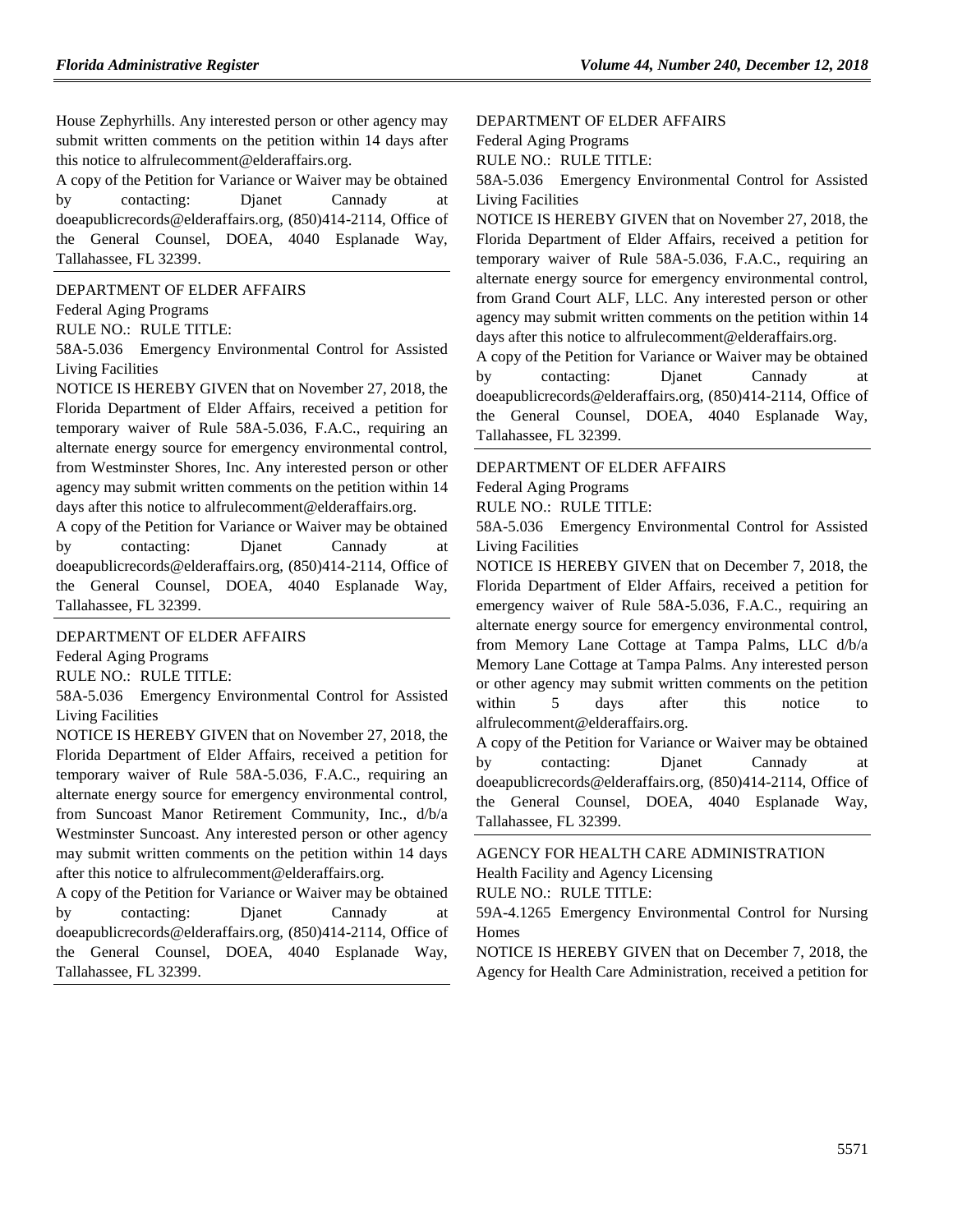House Zephyrhills. Any interested person or other agency may submit written comments on the petition within 14 days after this notice to alfrulecomment@elderaffairs.org.

A copy of the Petition for Variance or Waiver may be obtained by contacting: Djanet Cannady at doeapublicrecords@elderaffairs.org, (850)414-2114, Office of the General Counsel, DOEA, 4040 Esplanade Way, Tallahassee, FL 32399.

DEPARTMENT OF ELDER AFFAIRS

Federal Aging Programs

RULE NO.: RULE TITLE:

58A-5.036 Emergency Environmental Control for Assisted Living Facilities

NOTICE IS HEREBY GIVEN that on November 27, 2018, the Florida Department of Elder Affairs, received a petition for temporary waiver of Rule 58A-5.036, F.A.C., requiring an alternate energy source for emergency environmental control, from Westminster Shores, Inc. Any interested person or other agency may submit written comments on the petition within 14 days after this notice to alfrulecomment@elderaffairs.org.

A copy of the Petition for Variance or Waiver may be obtained by contacting: Djanet Cannady at doeapublicrecords@elderaffairs.org, (850)414-2114, Office of the General Counsel, DOEA, 4040 Esplanade Way, Tallahassee, FL 32399.

DEPARTMENT OF ELDER AFFAIRS

Federal Aging Programs

RULE NO.: RULE TITLE:

58A-5.036 Emergency Environmental Control for Assisted Living Facilities

NOTICE IS HEREBY GIVEN that on November 27, 2018, the Florida Department of Elder Affairs, received a petition for temporary waiver of Rule 58A-5.036, F.A.C., requiring an alternate energy source for emergency environmental control, from Suncoast Manor Retirement Community, Inc., d/b/a Westminster Suncoast. Any interested person or other agency may submit written comments on the petition within 14 days after this notice to alfrulecomment@elderaffairs.org.

A copy of the Petition for Variance or Waiver may be obtained by contacting: Djanet Cannady at doeapublicrecords@elderaffairs.org, (850)414-2114, Office of the General Counsel, DOEA, 4040 Esplanade Way, Tallahassee, FL 32399.

DEPARTMENT OF ELDER AFFAIRS

Federal Aging Programs

RULE NO.: RULE TITLE:

58A-5.036 Emergency Environmental Control for Assisted Living Facilities

NOTICE IS HEREBY GIVEN that on November 27, 2018, the Florida Department of Elder Affairs, received a petition for temporary waiver of Rule 58A-5.036, F.A.C., requiring an alternate energy source for emergency environmental control, from Grand Court ALF, LLC. Any interested person or other agency may submit written comments on the petition within 14 days after this notice to alfrulecomment@elderaffairs.org.

A copy of the Petition for Variance or Waiver may be obtained by contacting: Djanet Cannady at doeapublicrecords@elderaffairs.org, (850)414-2114, Office of the General Counsel, DOEA, 4040 Esplanade Way, Tallahassee, FL 32399.

DEPARTMENT OF ELDER AFFAIRS

Federal Aging Programs

RULE NO.: RULE TITLE:

58A-5.036 Emergency Environmental Control for Assisted Living Facilities

NOTICE IS HEREBY GIVEN that on December 7, 2018, the Florida Department of Elder Affairs, received a petition for emergency waiver of Rule 58A-5.036, F.A.C., requiring an alternate energy source for emergency environmental control, from Memory Lane Cottage at Tampa Palms, LLC d/b/a Memory Lane Cottage at Tampa Palms. Any interested person or other agency may submit written comments on the petition within 5 days after this notice to alfrulecomment@elderaffairs.org.

A copy of the Petition for Variance or Waiver may be obtained by contacting: Djanet Cannady at doeapublicrecords@elderaffairs.org, (850)414-2114, Office of the General Counsel, DOEA, 4040 Esplanade Way, Tallahassee, FL 32399.

AGENCY FOR HEALTH CARE ADMINISTRATION

Health Facility and Agency Licensing

RULE NO.: RULE TITLE:

59A-4.1265 Emergency Environmental Control for Nursing Homes

NOTICE IS HEREBY GIVEN that on December 7, 2018, the Agency for Health Care Administration, received a petition for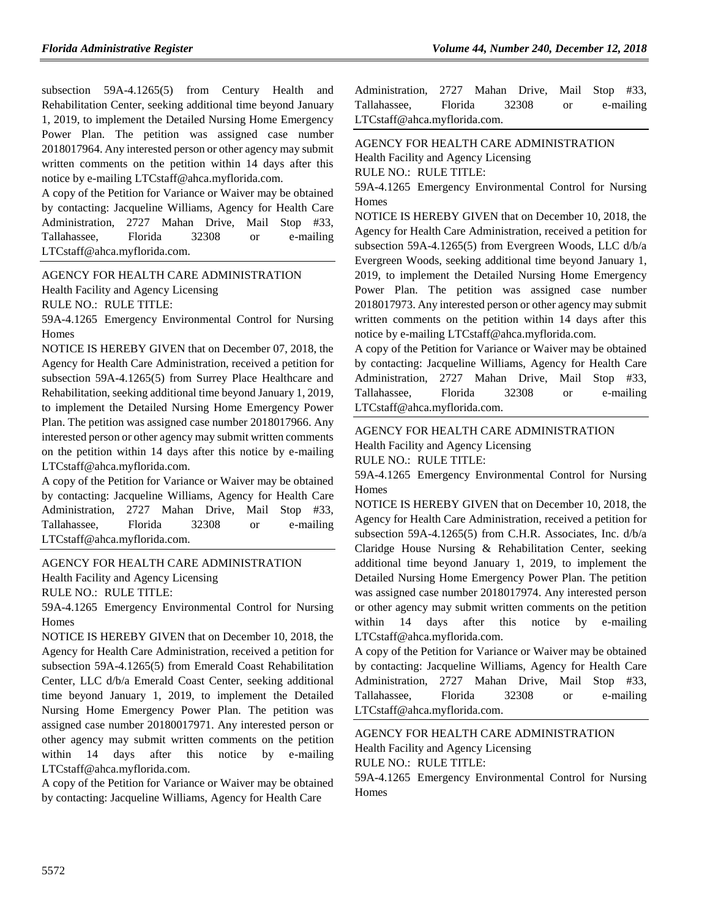subsection 59A-4.1265(5) from Century Health and Rehabilitation Center, seeking additional time beyond January 1, 2019, to implement the Detailed Nursing Home Emergency Power Plan. The petition was assigned case number 2018017964. Any interested person or other agency may submit written comments on the petition within 14 days after this notice by e-mailing LTCstaff@ahca.myflorida.com.

A copy of the Petition for Variance or Waiver may be obtained by contacting: Jacqueline Williams, Agency for Health Care Administration, 2727 Mahan Drive, Mail Stop #33, Tallahassee, Florida 32308 or e-mailing LTCstaff@ahca.myflorida.com.

AGENCY FOR HEALTH CARE ADMINISTRATION

Health Facility and Agency Licensing

RULE NO.: RULE TITLE:

59A-4.1265 Emergency Environmental Control for Nursing Homes

NOTICE IS HEREBY GIVEN that on December 07, 2018, the Agency for Health Care Administration, received a petition for subsection 59A-4.1265(5) from Surrey Place Healthcare and Rehabilitation, seeking additional time beyond January 1, 2019, to implement the Detailed Nursing Home Emergency Power Plan. The petition was assigned case number 2018017966. Any interested person or other agency may submit written comments on the petition within 14 days after this notice by e-mailing LTCstaff@ahca.myflorida.com.

A copy of the Petition for Variance or Waiver may be obtained by contacting: Jacqueline Williams, Agency for Health Care Administration, 2727 Mahan Drive, Mail Stop #33, Tallahassee, Florida 32308 or e-mailing LTCstaff@ahca.myflorida.com.

AGENCY FOR HEALTH CARE ADMINISTRATION

Health Facility and Agency Licensing

RULE NO.: RULE TITLE:

59A-4.1265 Emergency Environmental Control for Nursing Homes

NOTICE IS HEREBY GIVEN that on December 10, 2018, the Agency for Health Care Administration, received a petition for subsection 59A-4.1265(5) from Emerald Coast Rehabilitation Center, LLC d/b/a Emerald Coast Center, seeking additional time beyond January 1, 2019, to implement the Detailed Nursing Home Emergency Power Plan. The petition was assigned case number 20180017971. Any interested person or other agency may submit written comments on the petition within 14 days after this notice by e-mailing LTCstaff@ahca.myflorida.com.

A copy of the Petition for Variance or Waiver may be obtained by contacting: Jacqueline Williams, Agency for Health Care Administration, 2727 Mahan Drive, Mail Stop #33, Tallahassee, Florida 32308 or e-mailing LTCstaff@ahca.myflorida.com.

AGENCY FOR HEALTH CARE ADMINISTRATION

Health Facility and Agency Licensing

RULE NO.: RULE TITLE:

59A-4.1265 Emergency Environmental Control for Nursing Homes

NOTICE IS HEREBY GIVEN that on December 10, 2018, the Agency for Health Care Administration, received a petition for subsection 59A-4.1265(5) from Evergreen Woods, LLC d/b/a Evergreen Woods, seeking additional time beyond January 1, 2019, to implement the Detailed Nursing Home Emergency Power Plan. The petition was assigned case number 2018017973. Any interested person or other agency may submit written comments on the petition within 14 days after this notice by e-mailing LTCstaff@ahca.myflorida.com.

A copy of the Petition for Variance or Waiver may be obtained by contacting: Jacqueline Williams, Agency for Health Care Administration, 2727 Mahan Drive, Mail Stop #33, Tallahassee, Florida 32308 or e-mailing LTCstaff@ahca.myflorida.com.

AGENCY FOR HEALTH CARE ADMINISTRATION

Health Facility and Agency Licensing

RULE NO.: RULE TITLE:

59A-4.1265 Emergency Environmental Control for Nursing Homes

NOTICE IS HEREBY GIVEN that on December 10, 2018, the Agency for Health Care Administration, received a petition for subsection 59A-4.1265(5) from C.H.R. Associates, Inc. d/b/a Claridge House Nursing & Rehabilitation Center, seeking additional time beyond January 1, 2019, to implement the Detailed Nursing Home Emergency Power Plan. The petition was assigned case number 2018017974. Any interested person or other agency may submit written comments on the petition within 14 days after this notice by e-mailing LTCstaff@ahca.myflorida.com.

A copy of the Petition for Variance or Waiver may be obtained by contacting: Jacqueline Williams, Agency for Health Care Administration, 2727 Mahan Drive, Mail Stop #33, Tallahassee, Florida 32308 or e-mailing LTCstaff@ahca.myflorida.com.

AGENCY FOR HEALTH CARE ADMINISTRATION

Health Facility and Agency Licensing

RULE NO.: RULE TITLE:

59A-4.1265 Emergency Environmental Control for Nursing Homes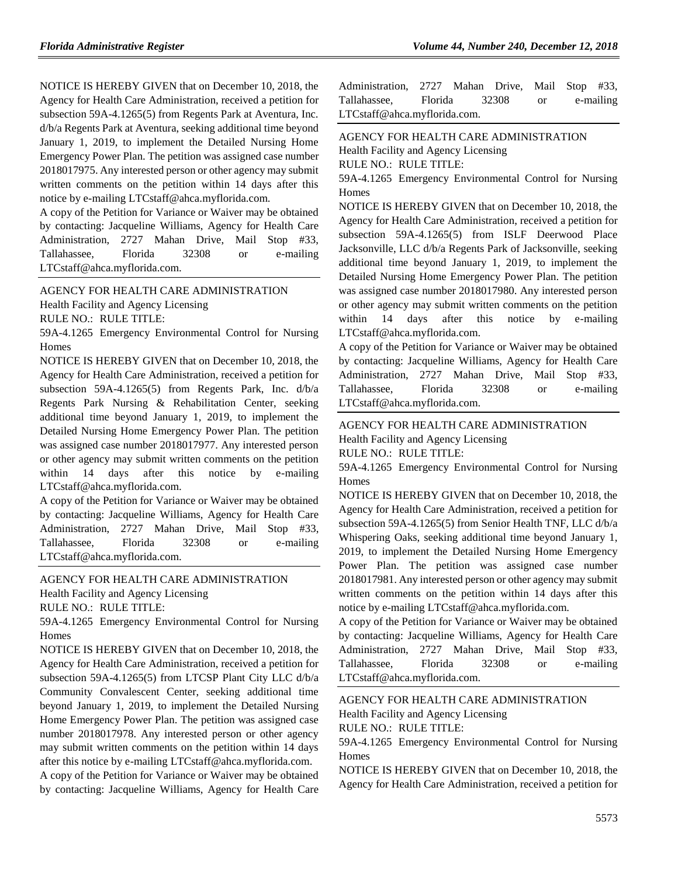NOTICE IS HEREBY GIVEN that on December 10, 2018, the Agency for Health Care Administration, received a petition for subsection 59A-4.1265(5) from Regents Park at Aventura, Inc. d/b/a Regents Park at Aventura, seeking additional time beyond January 1, 2019, to implement the Detailed Nursing Home Emergency Power Plan. The petition was assigned case number 2018017975. Any interested person or other agency may submit written comments on the petition within 14 days after this notice by e-mailing LTCstaff@ahca.myflorida.com.

A copy of the Petition for Variance or Waiver may be obtained by contacting: Jacqueline Williams, Agency for Health Care Administration, 2727 Mahan Drive, Mail Stop #33, Tallahassee, Florida 32308 or e-mailing LTCstaff@ahca.myflorida.com.

---

AGENCY FOR HEALTH CARE ADMINISTRATION

Health Facility and Agency Licensing

RULE NO.: RULE TITLE:

59A-4.1265 Emergency Environmental Control for Nursing Homes

NOTICE IS HEREBY GIVEN that on December 10, 2018, the Agency for Health Care Administration, received a petition for subsection 59A-4.1265(5) from Regents Park, Inc. d/b/a Regents Park Nursing & Rehabilitation Center, seeking additional time beyond January 1, 2019, to implement the Detailed Nursing Home Emergency Power Plan. The petition was assigned case number 2018017977. Any interested person or other agency may submit written comments on the petition within 14 days after this notice by e-mailing LTCstaff@ahca.myflorida.com.

A copy of the Petition for Variance or Waiver may be obtained by contacting: Jacqueline Williams, Agency for Health Care Administration, 2727 Mahan Drive, Mail Stop #33, Tallahassee, Florida 32308 or e-mailing LTCstaff@ahca.myflorida.com.

---

AGENCY FOR HEALTH CARE ADMINISTRATION

Health Facility and Agency Licensing

RULE NO.: RULE TITLE:

59A-4.1265 Emergency Environmental Control for Nursing Homes

NOTICE IS HEREBY GIVEN that on December 10, 2018, the Agency for Health Care Administration, received a petition for subsection 59A-4.1265(5) from LTCSP Plant City LLC d/b/a Community Convalescent Center, seeking additional time beyond January 1, 2019, to implement the Detailed Nursing Home Emergency Power Plan. The petition was assigned case number 2018017978. Any interested person or other agency may submit written comments on the petition within 14 days after this notice by e-mailing LTCstaff@ahca.myflorida.com.

A copy of the Petition for Variance or Waiver may be obtained by contacting: Jacqueline Williams, Agency for Health Care Administration, 2727 Mahan Drive, Mail Stop #33, Tallahassee, Florida 32308 or e-mailing LTCstaff@ahca.myflorida.com.

---

AGENCY FOR HEALTH CARE ADMINISTRATION

Health Facility and Agency Licensing

RULE NO.: RULE TITLE:

59A-4.1265 Emergency Environmental Control for Nursing Homes

NOTICE IS HEREBY GIVEN that on December 10, 2018, the Agency for Health Care Administration, received a petition for subsection 59A-4.1265(5) from ISLF Deerwood Place Jacksonville, LLC d/b/a Regents Park of Jacksonville, seeking additional time beyond January 1, 2019, to implement the Detailed Nursing Home Emergency Power Plan. The petition was assigned case number 2018017980. Any interested person or other agency may submit written comments on the petition within 14 days after this notice by e-mailing LTCstaff@ahca.myflorida.com.

A copy of the Petition for Variance or Waiver may be obtained by contacting: Jacqueline Williams, Agency for Health Care Administration, 2727 Mahan Drive, Mail Stop #33, Tallahassee, Florida 32308 or e-mailing LTCstaff@ahca.myflorida.com.

---

AGENCY FOR HEALTH CARE ADMINISTRATION

Health Facility and Agency Licensing

RULE NO.: RULE TITLE:

59A-4.1265 Emergency Environmental Control for Nursing Homes

NOTICE IS HEREBY GIVEN that on December 10, 2018, the Agency for Health Care Administration, received a petition for subsection 59A-4.1265(5) from Senior Health TNF, LLC d/b/a Whispering Oaks, seeking additional time beyond January 1, 2019, to implement the Detailed Nursing Home Emergency Power Plan. The petition was assigned case number 2018017981. Any interested person or other agency may submit written comments on the petition within 14 days after this notice by e-mailing LTCstaff@ahca.myflorida.com.

A copy of the Petition for Variance or Waiver may be obtained by contacting: Jacqueline Williams, Agency for Health Care Administration, 2727 Mahan Drive, Mail Stop #33, Tallahassee, Florida 32308 or e-mailing LTCstaff@ahca.myflorida.com.

---

AGENCY FOR HEALTH CARE ADMINISTRATION

Health Facility and Agency Licensing

RULE NO.: RULE TITLE:

59A-4.1265 Emergency Environmental Control for Nursing Homes

NOTICE IS HEREBY GIVEN that on December 10, 2018, the Agency for Health Care Administration, received a petition for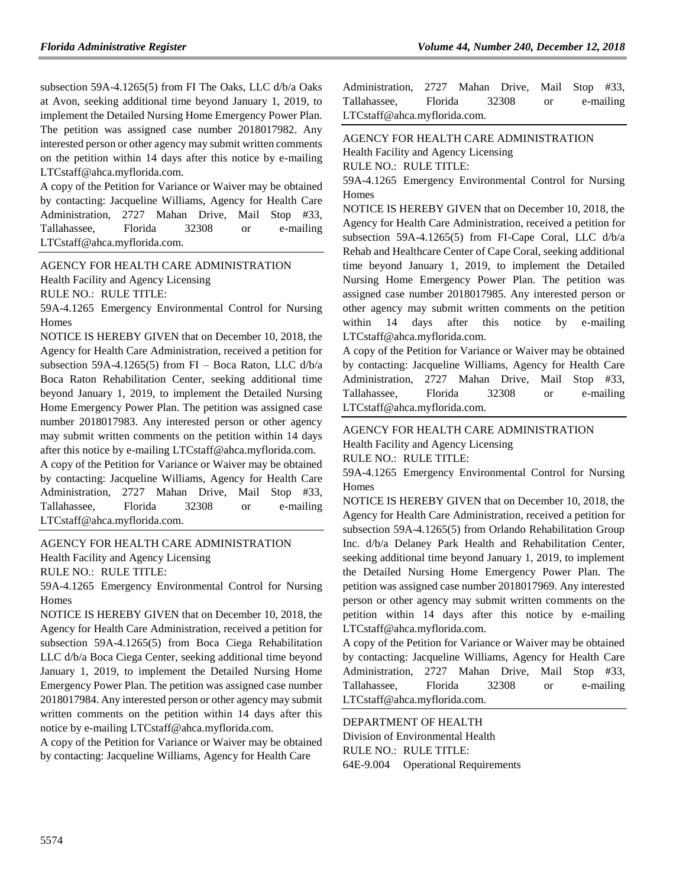subsection 59A-4.1265(5) from FI The Oaks, LLC d/b/a Oaks at Avon, seeking additional time beyond January 1, 2019, to implement the Detailed Nursing Home Emergency Power Plan. The petition was assigned case number 2018017982. Any interested person or other agency may submit written comments on the petition within 14 days after this notice by e-mailing LTCstaff@ahca.myflorida.com.

A copy of the Petition for Variance or Waiver may be obtained by contacting: Jacqueline Williams, Agency for Health Care Administration, 2727 Mahan Drive, Mail Stop #33, Tallahassee, Florida 32308 or e-mailing LTCstaff@ahca.myflorida.com.

AGENCY FOR HEALTH CARE ADMINISTRATION

Health Facility and Agency Licensing

RULE NO.: RULE TITLE:

59A-4.1265 Emergency Environmental Control for Nursing Homes

NOTICE IS HEREBY GIVEN that on December 10, 2018, the Agency for Health Care Administration, received a petition for subsection 59A-4.1265(5) from FI – Boca Raton, LLC d/b/a Boca Raton Rehabilitation Center, seeking additional time beyond January 1, 2019, to implement the Detailed Nursing Home Emergency Power Plan. The petition was assigned case number 2018017983. Any interested person or other agency may submit written comments on the petition within 14 days after this notice by e-mailing LTCstaff@ahca.myflorida.com.

A copy of the Petition for Variance or Waiver may be obtained by contacting: Jacqueline Williams, Agency for Health Care Administration, 2727 Mahan Drive, Mail Stop #33, Tallahassee, Florida 32308 or e-mailing LTCstaff@ahca.myflorida.com.

AGENCY FOR HEALTH CARE ADMINISTRATION

Health Facility and Agency Licensing

RULE NO.: RULE TITLE:

59A-4.1265 Emergency Environmental Control for Nursing Homes

NOTICE IS HEREBY GIVEN that on December 10, 2018, the Agency for Health Care Administration, received a petition for subsection 59A-4.1265(5) from Boca Ciega Rehabilitation LLC d/b/a Boca Ciega Center, seeking additional time beyond January 1, 2019, to implement the Detailed Nursing Home Emergency Power Plan. The petition was assigned case number 2018017984. Any interested person or other agency may submit written comments on the petition within 14 days after this notice by e-mailing LTCstaff@ahca.myflorida.com.

A copy of the Petition for Variance or Waiver may be obtained by contacting: Jacqueline Williams, Agency for Health Care Administration, 2727 Mahan Drive, Mail Stop #33, Tallahassee, Florida 32308 or e-mailing LTCstaff@ahca.myflorida.com.

AGENCY FOR HEALTH CARE ADMINISTRATION

Health Facility and Agency Licensing

RULE NO.: RULE TITLE:

59A-4.1265 Emergency Environmental Control for Nursing Homes

NOTICE IS HEREBY GIVEN that on December 10, 2018, the Agency for Health Care Administration, received a petition for subsection 59A-4.1265(5) from FI-Cape Coral, LLC d/b/a Rehab and Healthcare Center of Cape Coral, seeking additional time beyond January 1, 2019, to implement the Detailed Nursing Home Emergency Power Plan. The petition was assigned case number 2018017985. Any interested person or other agency may submit written comments on the petition within 14 days after this notice by e-mailing LTCstaff@ahca.myflorida.com.

A copy of the Petition for Variance or Waiver may be obtained by contacting: Jacqueline Williams, Agency for Health Care Administration, 2727 Mahan Drive, Mail Stop #33, Tallahassee, Florida 32308 or e-mailing LTCstaff@ahca.myflorida.com.

AGENCY FOR HEALTH CARE ADMINISTRATION

Health Facility and Agency Licensing

RULE NO.: RULE TITLE:

59A-4.1265 Emergency Environmental Control for Nursing Homes

NOTICE IS HEREBY GIVEN that on December 10, 2018, the Agency for Health Care Administration, received a petition for subsection 59A-4.1265(5) from Orlando Rehabilitation Group Inc. d/b/a Delaney Park Health and Rehabilitation Center, seeking additional time beyond January 1, 2019, to implement the Detailed Nursing Home Emergency Power Plan. The petition was assigned case number 2018017969. Any interested person or other agency may submit written comments on the petition within 14 days after this notice by e-mailing LTCstaff@ahca.myflorida.com.

A copy of the Petition for Variance or Waiver may be obtained by contacting: Jacqueline Williams, Agency for Health Care Administration, 2727 Mahan Drive, Mail Stop #33, Tallahassee, Florida 32308 or e-mailing LTCstaff@ahca.myflorida.com.

DEPARTMENT OF HEALTH

Division of Environmental Health

RULE NO.: RULE TITLE:

64E-9.004 Operational Requirements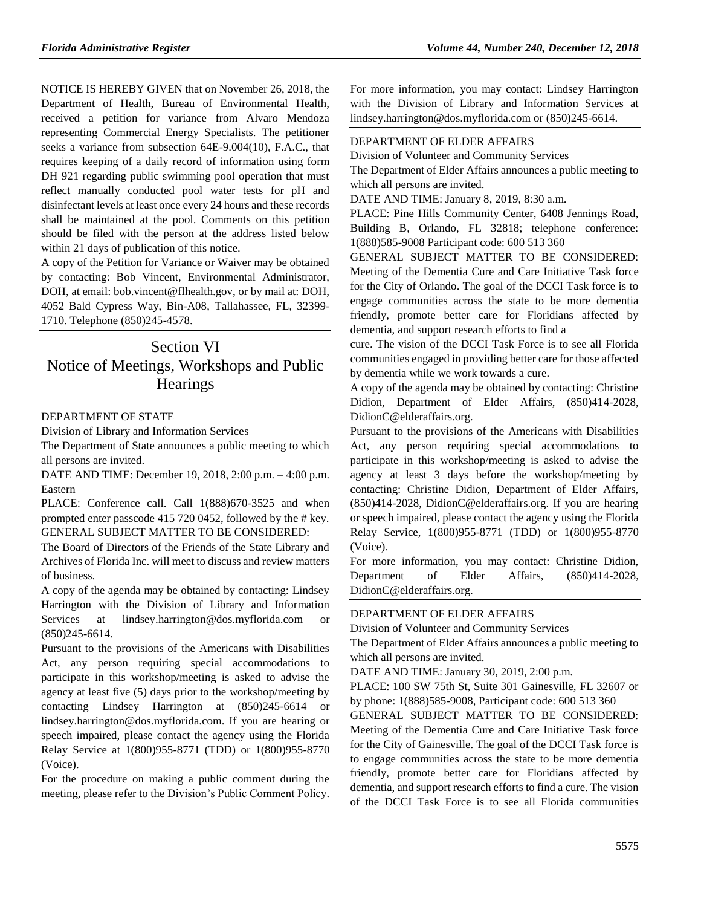NOTICE IS HEREBY GIVEN that on November 26, 2018, the Department of Health, Bureau of Environmental Health, received a petition for variance from Alvaro Mendoza representing Commercial Energy Specialists. The petitioner seeks a variance from subsection 64E-9.004(10), F.A.C., that requires keeping of a daily record of information using form DH 921 regarding public swimming pool operation that must reflect manually conducted pool water tests for pH and disinfectant levels at least once every 24 hours and these records shall be maintained at the pool. Comments on this petition should be filed with the person at the address listed below within 21 days of publication of this notice.

A copy of the Petition for Variance or Waiver may be obtained by contacting: Bob Vincent, Environmental Administrator, DOH, at email: bob.vincent@flhealth.gov, or by mail at: DOH, 4052 Bald Cypress Way, Bin-A08, Tallahassee, FL, 32399-1710. Telephone (850)245-4578.

# Section VI
# Notice of Meetings, Workshops and Public Hearings

DEPARTMENT OF STATE

Division of Library and Information Services

The Department of State announces a public meeting to which all persons are invited.

DATE AND TIME: December 19, 2018, 2:00 p.m. – 4:00 p.m. Eastern

PLACE: Conference call. Call 1(888)670-3525 and when prompted enter passcode 415 720 0452, followed by the # key.

GENERAL SUBJECT MATTER TO BE CONSIDERED:

The Board of Directors of the Friends of the State Library and Archives of Florida Inc. will meet to discuss and review matters of business.

A copy of the agenda may be obtained by contacting: Lindsey Harrington with the Division of Library and Information Services at lindsey.harrington@dos.myflorida.com or (850)245-6614.

Pursuant to the provisions of the Americans with Disabilities Act, any person requiring special accommodations to participate in this workshop/meeting is asked to advise the agency at least five (5) days prior to the workshop/meeting by contacting Lindsey Harrington at (850)245-6614 or lindsey.harrington@dos.myflorida.com. If you are hearing or speech impaired, please contact the agency using the Florida Relay Service at 1(800)955-8771 (TDD) or 1(800)955-8770 (Voice).

For the procedure on making a public comment during the meeting, please refer to the Division's Public Comment Policy. For more information, you may contact: Lindsey Harrington with the Division of Library and Information Services at lindsey.harrington@dos.myflorida.com or (850)245-6614.

DEPARTMENT OF ELDER AFFAIRS

Division of Volunteer and Community Services

The Department of Elder Affairs announces a public meeting to which all persons are invited.

DATE AND TIME: January 8, 2019, 8:30 a.m.

PLACE: Pine Hills Community Center, 6408 Jennings Road, Building B, Orlando, FL 32818; telephone conference: 1(888)585-9008 Participant code: 600 513 360

GENERAL SUBJECT MATTER TO BE CONSIDERED: Meeting of the Dementia Cure and Care Initiative Task force for the City of Orlando. The goal of the DCCI Task force is to engage communities across the state to be more dementia friendly, promote better care for Floridians affected by dementia, and support research efforts to find a cure. The vision of the DCCI Task Force is to see all Florida communities engaged in providing better care for those affected by dementia while we work towards a cure.

A copy of the agenda may be obtained by contacting: Christine Didion, Department of Elder Affairs, (850)414-2028, DidionC@elderaffairs.org.

Pursuant to the provisions of the Americans with Disabilities Act, any person requiring special accommodations to participate in this workshop/meeting is asked to advise the agency at least 3 days before the workshop/meeting by contacting: Christine Didion, Department of Elder Affairs, (850)414-2028, DidionC@elderaffairs.org. If you are hearing or speech impaired, please contact the agency using the Florida Relay Service, 1(800)955-8771 (TDD) or 1(800)955-8770 (Voice).

For more information, you may contact: Christine Didion, Department of Elder Affairs, (850)414-2028, DidionC@elderaffairs.org.

DEPARTMENT OF ELDER AFFAIRS

Division of Volunteer and Community Services

The Department of Elder Affairs announces a public meeting to which all persons are invited.

DATE AND TIME: January 30, 2019, 2:00 p.m.

PLACE: 100 SW 75th St, Suite 301 Gainesville, FL 32607 or by phone: 1(888)585-9008, Participant code: 600 513 360

GENERAL SUBJECT MATTER TO BE CONSIDERED: Meeting of the Dementia Cure and Care Initiative Task force for the City of Gainesville. The goal of the DCCI Task force is to engage communities across the state to be more dementia friendly, promote better care for Floridians affected by dementia, and support research efforts to find a cure. The vision of the DCCI Task Force is to see all Florida communities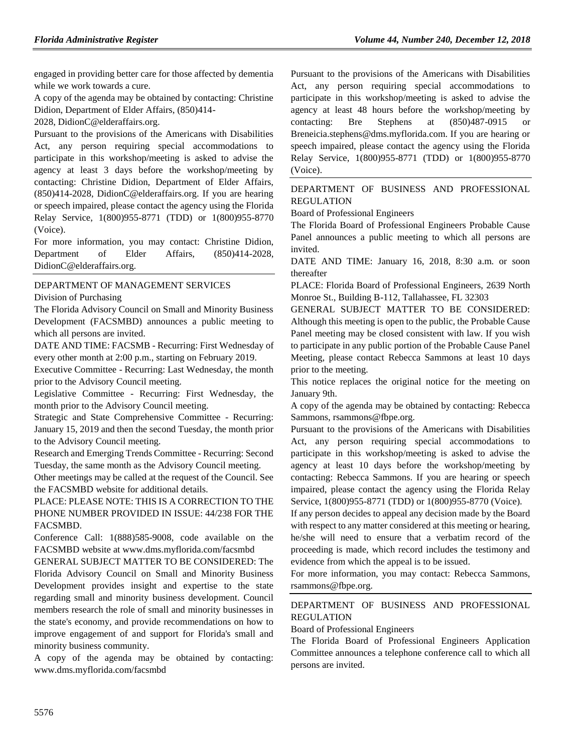engaged in providing better care for those affected by dementia while we work towards a cure.

A copy of the agenda may be obtained by contacting: Christine Didion, Department of Elder Affairs, (850)414-2028, DidionC@elderaffairs.org.

Pursuant to the provisions of the Americans with Disabilities Act, any person requiring special accommodations to participate in this workshop/meeting is asked to advise the agency at least 3 days before the workshop/meeting by contacting: Christine Didion, Department of Elder Affairs, (850)414-2028, DidionC@elderaffairs.org. If you are hearing or speech impaired, please contact the agency using the Florida Relay Service, 1(800)955-8771 (TDD) or 1(800)955-8770 (Voice).

For more information, you may contact: Christine Didion, Department of Elder Affairs, (850)414-2028, DidionC@elderaffairs.org.

---

DEPARTMENT OF MANAGEMENT SERVICES

Division of Purchasing

The Florida Advisory Council on Small and Minority Business Development (FACSMBD) announces a public meeting to which all persons are invited.

DATE AND TIME: FACSMB - Recurring: First Wednesday of every other month at 2:00 p.m., starting on February 2019.

Executive Committee - Recurring: Last Wednesday, the month prior to the Advisory Council meeting.

Legislative Committee - Recurring: First Wednesday, the month prior to the Advisory Council meeting.

Strategic and State Comprehensive Committee - Recurring: January 15, 2019 and then the second Tuesday, the month prior to the Advisory Council meeting.

Research and Emerging Trends Committee - Recurring: Second Tuesday, the same month as the Advisory Council meeting.

Other meetings may be called at the request of the Council. See the FACSMBD website for additional details.

PLACE: PLEASE NOTE: THIS IS A CORRECTION TO THE PHONE NUMBER PROVIDED IN ISSUE: 44/238 FOR THE FACSMBD.

Conference Call: 1(888)585-9008, code available on the FACSMBD website at www.dms.myflorida.com/facsmbd

GENERAL SUBJECT MATTER TO BE CONSIDERED: The Florida Advisory Council on Small and Minority Business Development provides insight and expertise to the state regarding small and minority business development. Council members research the role of small and minority businesses in the state's economy, and provide recommendations on how to improve engagement of and support for Florida's small and minority business community.

A copy of the agenda may be obtained by contacting: www.dms.myflorida.com/facsmbd

Pursuant to the provisions of the Americans with Disabilities Act, any person requiring special accommodations to participate in this workshop/meeting is asked to advise the agency at least 48 hours before the workshop/meeting by contacting: Bre Stephens at (850)487-0915 or Breneicia.stephens@dms.myflorida.com. If you are hearing or speech impaired, please contact the agency using the Florida Relay Service, 1(800)955-8771 (TDD) or 1(800)955-8770 (Voice).

---

DEPARTMENT OF BUSINESS AND PROFESSIONAL REGULATION

Board of Professional Engineers

The Florida Board of Professional Engineers Probable Cause Panel announces a public meeting to which all persons are invited.

DATE AND TIME: January 16, 2018, 8:30 a.m. or soon thereafter

PLACE: Florida Board of Professional Engineers, 2639 North Monroe St., Building B-112, Tallahassee, FL 32303

GENERAL SUBJECT MATTER TO BE CONSIDERED: Although this meeting is open to the public, the Probable Cause Panel meeting may be closed consistent with law. If you wish to participate in any public portion of the Probable Cause Panel Meeting, please contact Rebecca Sammons at least 10 days prior to the meeting.

This notice replaces the original notice for the meeting on January 9th.

A copy of the agenda may be obtained by contacting: Rebecca Sammons, rsammons@fbpe.org.

Pursuant to the provisions of the Americans with Disabilities Act, any person requiring special accommodations to participate in this workshop/meeting is asked to advise the agency at least 10 days before the workshop/meeting by contacting: Rebecca Sammons. If you are hearing or speech impaired, please contact the agency using the Florida Relay Service, 1(800)955-8771 (TDD) or 1(800)955-8770 (Voice).

If any person decides to appeal any decision made by the Board with respect to any matter considered at this meeting or hearing, he/she will need to ensure that a verbatim record of the proceeding is made, which record includes the testimony and evidence from which the appeal is to be issued.

For more information, you may contact: Rebecca Sammons, rsammons@fbpe.org.

---

DEPARTMENT OF BUSINESS AND PROFESSIONAL REGULATION

Board of Professional Engineers

The Florida Board of Professional Engineers Application Committee announces a telephone conference call to which all persons are invited.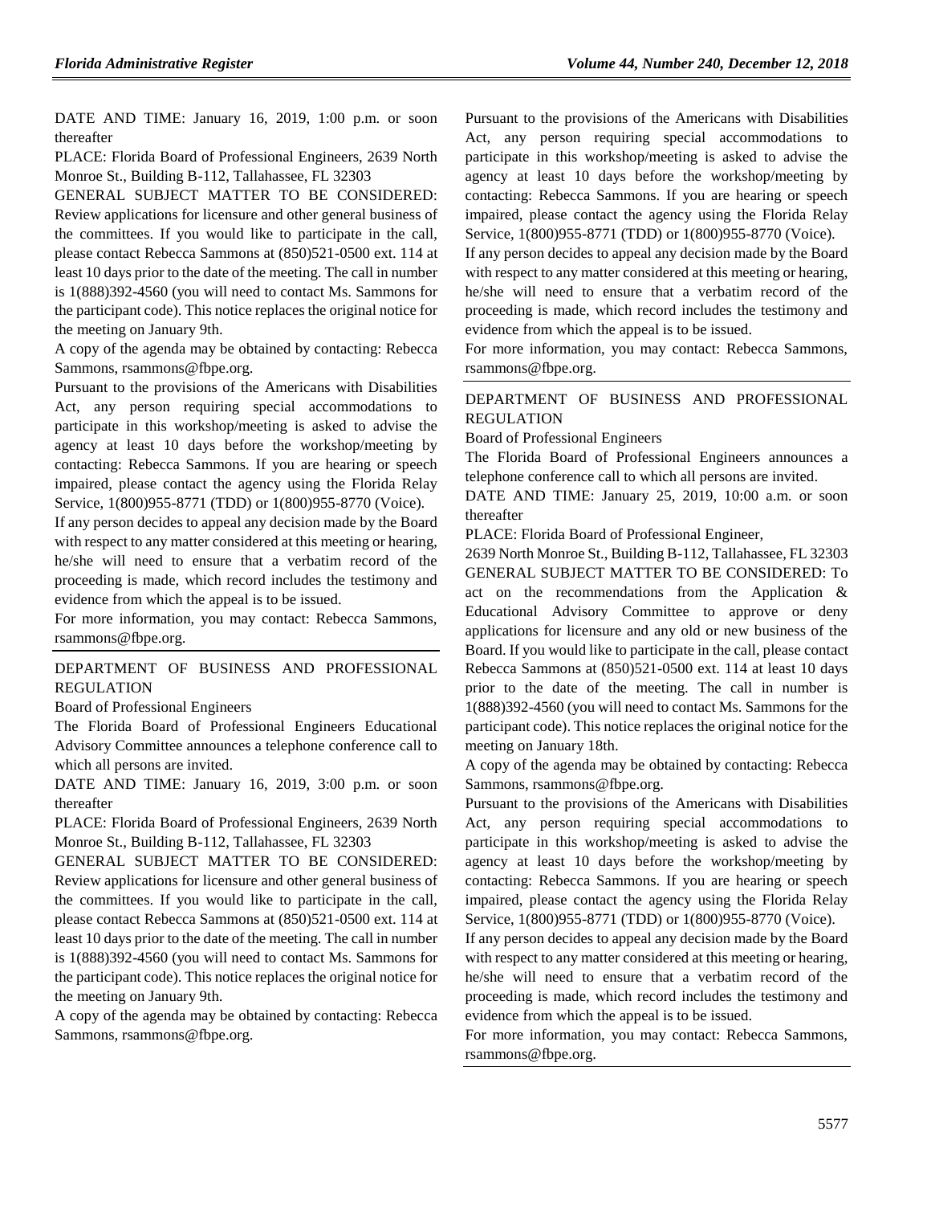DATE AND TIME: January 16, 2019, 1:00 p.m. or soon thereafter

PLACE: Florida Board of Professional Engineers, 2639 North Monroe St., Building B-112, Tallahassee, FL 32303

GENERAL SUBJECT MATTER TO BE CONSIDERED: Review applications for licensure and other general business of the committees. If you would like to participate in the call, please contact Rebecca Sammons at (850)521-0500 ext. 114 at least 10 days prior to the date of the meeting. The call in number is 1(888)392-4560 (you will need to contact Ms. Sammons for the participant code). This notice replaces the original notice for the meeting on January 9th.

A copy of the agenda may be obtained by contacting: Rebecca Sammons, rsammons@fbpe.org.

Pursuant to the provisions of the Americans with Disabilities Act, any person requiring special accommodations to participate in this workshop/meeting is asked to advise the agency at least 10 days before the workshop/meeting by contacting: Rebecca Sammons. If you are hearing or speech impaired, please contact the agency using the Florida Relay Service, 1(800)955-8771 (TDD) or 1(800)955-8770 (Voice).

If any person decides to appeal any decision made by the Board with respect to any matter considered at this meeting or hearing, he/she will need to ensure that a verbatim record of the proceeding is made, which record includes the testimony and evidence from which the appeal is to be issued.

For more information, you may contact: Rebecca Sammons, rsammons@fbpe.org.

---

DEPARTMENT OF BUSINESS AND PROFESSIONAL REGULATION

Board of Professional Engineers

The Florida Board of Professional Engineers Educational Advisory Committee announces a telephone conference call to which all persons are invited.

DATE AND TIME: January 16, 2019, 3:00 p.m. or soon thereafter

PLACE: Florida Board of Professional Engineers, 2639 North Monroe St., Building B-112, Tallahassee, FL 32303

GENERAL SUBJECT MATTER TO BE CONSIDERED: Review applications for licensure and other general business of the committees. If you would like to participate in the call, please contact Rebecca Sammons at (850)521-0500 ext. 114 at least 10 days prior to the date of the meeting. The call in number is 1(888)392-4560 (you will need to contact Ms. Sammons for the participant code). This notice replaces the original notice for the meeting on January 9th.

A copy of the agenda may be obtained by contacting: Rebecca Sammons, rsammons@fbpe.org.

Pursuant to the provisions of the Americans with Disabilities Act, any person requiring special accommodations to participate in this workshop/meeting is asked to advise the agency at least 10 days before the workshop/meeting by contacting: Rebecca Sammons. If you are hearing or speech impaired, please contact the agency using the Florida Relay Service, 1(800)955-8771 (TDD) or 1(800)955-8770 (Voice).

If any person decides to appeal any decision made by the Board with respect to any matter considered at this meeting or hearing, he/she will need to ensure that a verbatim record of the proceeding is made, which record includes the testimony and evidence from which the appeal is to be issued.

For more information, you may contact: Rebecca Sammons, rsammons@fbpe.org.

---

DEPARTMENT OF BUSINESS AND PROFESSIONAL REGULATION

Board of Professional Engineers

The Florida Board of Professional Engineers announces a telephone conference call to which all persons are invited.

DATE AND TIME: January 25, 2019, 10:00 a.m. or soon thereafter

PLACE: Florida Board of Professional Engineer, 2639 North Monroe St., Building B-112, Tallahassee, FL 32303

GENERAL SUBJECT MATTER TO BE CONSIDERED: To act on the recommendations from the Application & Educational Advisory Committee to approve or deny applications for licensure and any old or new business of the Board. If you would like to participate in the call, please contact Rebecca Sammons at (850)521-0500 ext. 114 at least 10 days prior to the date of the meeting. The call in number is 1(888)392-4560 (you will need to contact Ms. Sammons for the participant code). This notice replaces the original notice for the meeting on January 18th.

A copy of the agenda may be obtained by contacting: Rebecca Sammons, rsammons@fbpe.org.

Pursuant to the provisions of the Americans with Disabilities Act, any person requiring special accommodations to participate in this workshop/meeting is asked to advise the agency at least 10 days before the workshop/meeting by contacting: Rebecca Sammons. If you are hearing or speech impaired, please contact the agency using the Florida Relay Service, 1(800)955-8771 (TDD) or 1(800)955-8770 (Voice).

If any person decides to appeal any decision made by the Board with respect to any matter considered at this meeting or hearing, he/she will need to ensure that a verbatim record of the proceeding is made, which record includes the testimony and evidence from which the appeal is to be issued.

For more information, you may contact: Rebecca Sammons, rsammons@fbpe.org.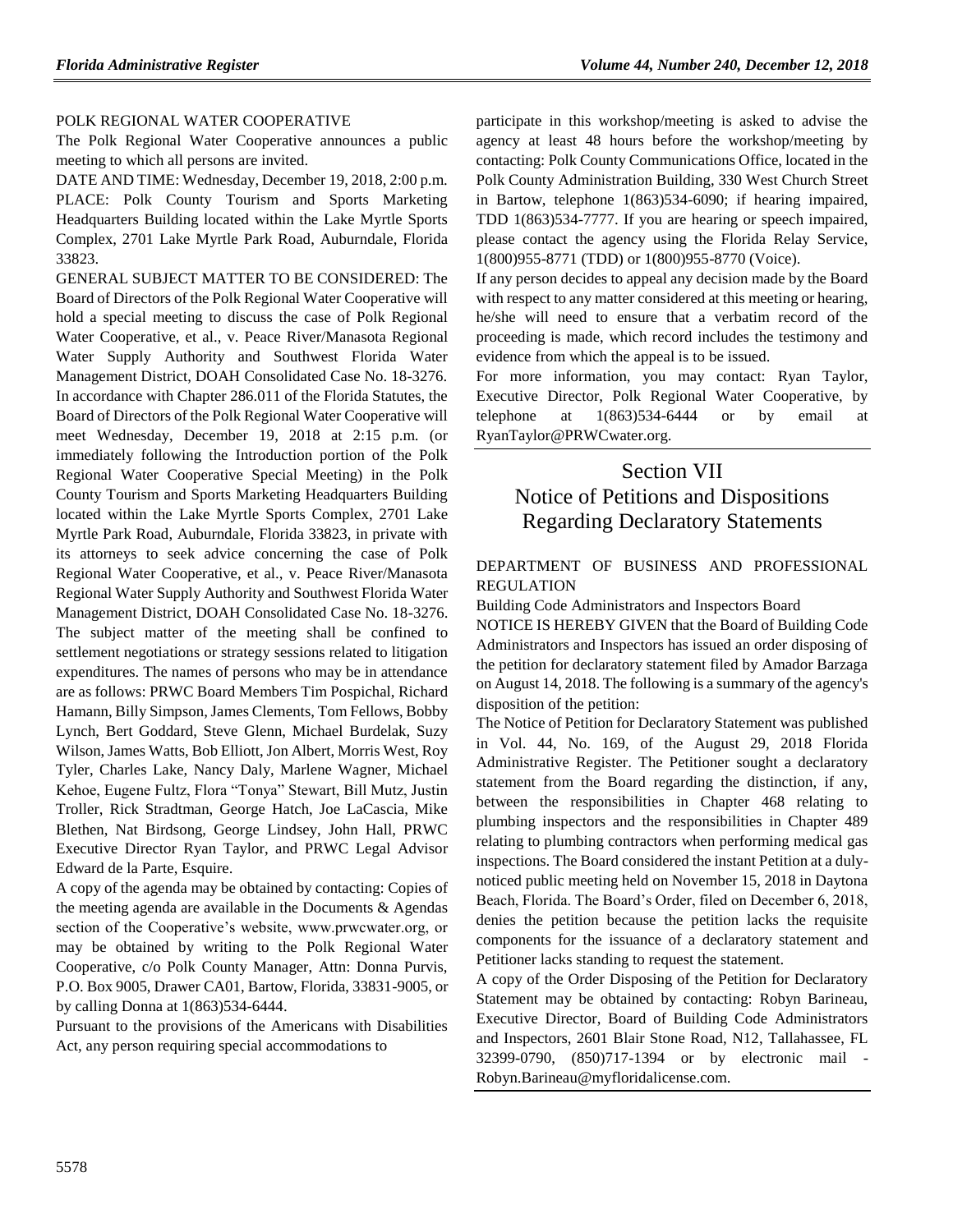POLK REGIONAL WATER COOPERATIVE

The Polk Regional Water Cooperative announces a public meeting to which all persons are invited.

DATE AND TIME: Wednesday, December 19, 2018, 2:00 p.m.

PLACE: Polk County Tourism and Sports Marketing Headquarters Building located within the Lake Myrtle Sports Complex, 2701 Lake Myrtle Park Road, Auburndale, Florida 33823.

GENERAL SUBJECT MATTER TO BE CONSIDERED: The Board of Directors of the Polk Regional Water Cooperative will hold a special meeting to discuss the case of Polk Regional Water Cooperative, et al., v. Peace River/Manasota Regional Water Supply Authority and Southwest Florida Water Management District, DOAH Consolidated Case No. 18-3276. In accordance with Chapter 286.011 of the Florida Statutes, the Board of Directors of the Polk Regional Water Cooperative will meet Wednesday, December 19, 2018 at 2:15 p.m. (or immediately following the Introduction portion of the Polk Regional Water Cooperative Special Meeting) in the Polk County Tourism and Sports Marketing Headquarters Building located within the Lake Myrtle Sports Complex, 2701 Lake Myrtle Park Road, Auburndale, Florida 33823, in private with its attorneys to seek advice concerning the case of Polk Regional Water Cooperative, et al., v. Peace River/Manasota Regional Water Supply Authority and Southwest Florida Water Management District, DOAH Consolidated Case No. 18-3276. The subject matter of the meeting shall be confined to settlement negotiations or strategy sessions related to litigation expenditures. The names of persons who may be in attendance are as follows: PRWC Board Members Tim Pospichal, Richard Hamann, Billy Simpson, James Clements, Tom Fellows, Bobby Lynch, Bert Goddard, Steve Glenn, Michael Burdelak, Suzy Wilson, James Watts, Bob Elliott, Jon Albert, Morris West, Roy Tyler, Charles Lake, Nancy Daly, Marlene Wagner, Michael Kehoe, Eugene Fultz, Flora "Tonya" Stewart, Bill Mutz, Justin Troller, Rick Stradtman, George Hatch, Joe LaCascia, Mike Blethen, Nat Birdsong, George Lindsey, John Hall, PRWC Executive Director Ryan Taylor, and PRWC Legal Advisor Edward de la Parte, Esquire.

A copy of the agenda may be obtained by contacting: Copies of the meeting agenda are available in the Documents & Agendas section of the Cooperative's website, www.prwcwater.org, or may be obtained by writing to the Polk Regional Water Cooperative, c/o Polk County Manager, Attn: Donna Purvis, P.O. Box 9005, Drawer CA01, Bartow, Florida, 33831-9005, or by calling Donna at 1(863)534-6444.

Pursuant to the provisions of the Americans with Disabilities Act, any person requiring special accommodations to participate in this workshop/meeting is asked to advise the agency at least 48 hours before the workshop/meeting by contacting: Polk County Communications Office, located in the Polk County Administration Building, 330 West Church Street in Bartow, telephone 1(863)534-6090; if hearing impaired, TDD 1(863)534-7777. If you are hearing or speech impaired, please contact the agency using the Florida Relay Service, 1(800)955-8771 (TDD) or 1(800)955-8770 (Voice).

If any person decides to appeal any decision made by the Board with respect to any matter considered at this meeting or hearing, he/she will need to ensure that a verbatim record of the proceeding is made, which record includes the testimony and evidence from which the appeal is to be issued.

For more information, you may contact: Ryan Taylor, Executive Director, Polk Regional Water Cooperative, by telephone at 1(863)534-6444 or by email at RyanTaylor@PRWCwater.org.

# Section VII Notice of Petitions and Dispositions Regarding Declaratory Statements

DEPARTMENT OF BUSINESS AND PROFESSIONAL REGULATION

Building Code Administrators and Inspectors Board

NOTICE IS HEREBY GIVEN that the Board of Building Code Administrators and Inspectors has issued an order disposing of the petition for declaratory statement filed by Amador Barzaga on August 14, 2018. The following is a summary of the agency's disposition of the petition:

The Notice of Petition for Declaratory Statement was published in Vol. 44, No. 169, of the August 29, 2018 Florida Administrative Register. The Petitioner sought a declaratory statement from the Board regarding the distinction, if any, between the responsibilities in Chapter 468 relating to plumbing inspectors and the responsibilities in Chapter 489 relating to plumbing contractors when performing medical gas inspections. The Board considered the instant Petition at a duly-noticed public meeting held on November 15, 2018 in Daytona Beach, Florida. The Board's Order, filed on December 6, 2018, denies the petition because the petition lacks the requisite components for the issuance of a declaratory statement and Petitioner lacks standing to request the statement.

A copy of the Order Disposing of the Petition for Declaratory Statement may be obtained by contacting: Robyn Barineau, Executive Director, Board of Building Code Administrators and Inspectors, 2601 Blair Stone Road, N12, Tallahassee, FL 32399-0790, (850)717-1394 or by electronic mail - Robyn.Barineau@myfloridalicense.com.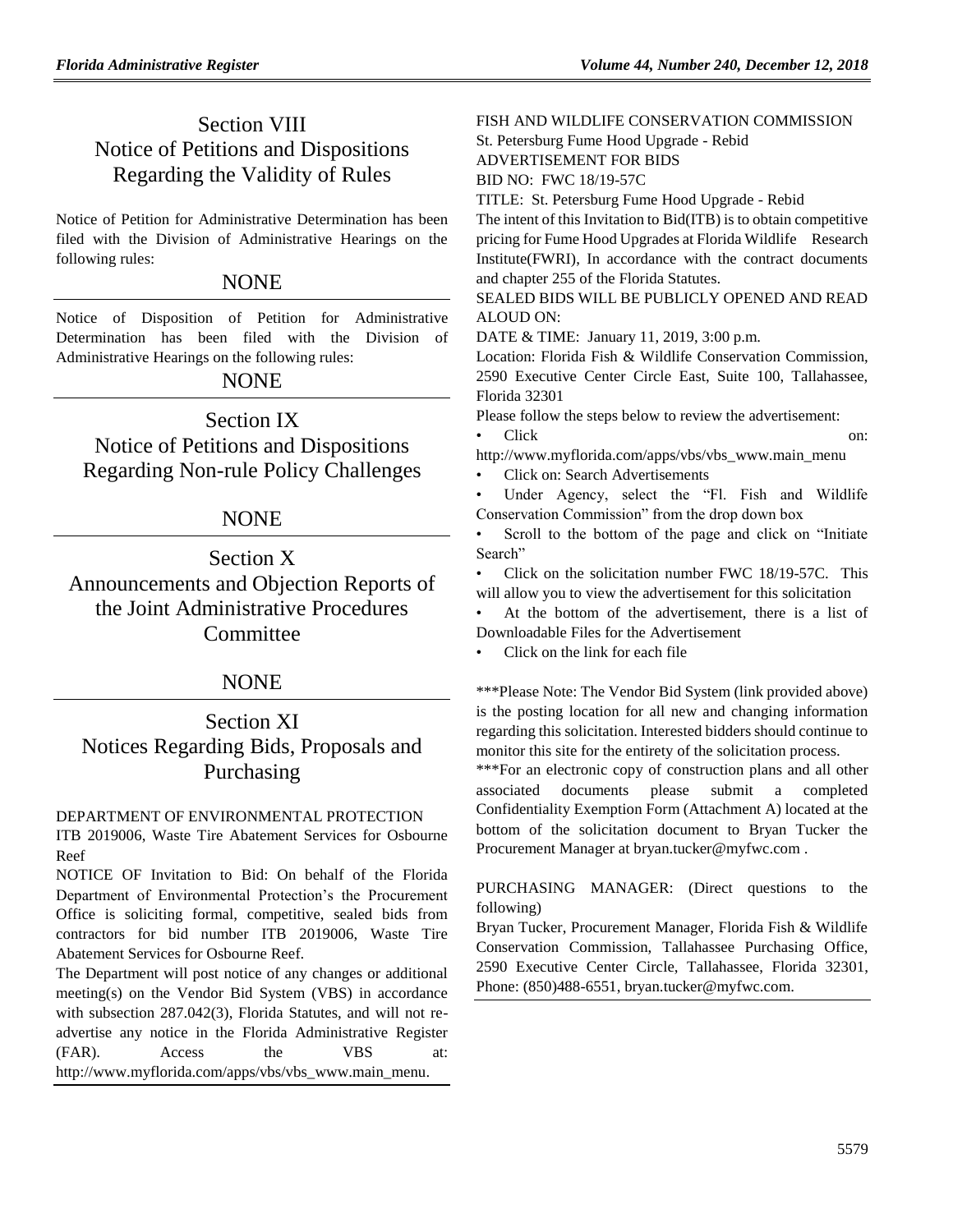## Section VIII
## Notice of Petitions and Dispositions Regarding the Validity of Rules

Notice of Petition for Administrative Determination has been filed with the Division of Administrative Hearings on the following rules:

NONE

Notice of Disposition of Petition for Administrative Determination has been filed with the Division of Administrative Hearings on the following rules:

NONE

## Section IX
## Notice of Petitions and Dispositions Regarding Non-rule Policy Challenges

NONE

## Section X
## Announcements and Objection Reports of the Joint Administrative Procedures Committee

NONE

## Section XI
## Notices Regarding Bids, Proposals and Purchasing

DEPARTMENT OF ENVIRONMENTAL PROTECTION

ITB 2019006, Waste Tire Abatement Services for Osbourne Reef

NOTICE OF Invitation to Bid: On behalf of the Florida Department of Environmental Protection's the Procurement Office is soliciting formal, competitive, sealed bids from contractors for bid number ITB 2019006, Waste Tire Abatement Services for Osbourne Reef.

The Department will post notice of any changes or additional meeting(s) on the Vendor Bid System (VBS) in accordance with subsection 287.042(3), Florida Statutes, and will not re-advertise any notice in the Florida Administrative Register (FAR). Access the VBS at: http://www.myflorida.com/apps/vbs/vbs_www.main_menu.

FISH AND WILDLIFE CONSERVATION COMMISSION

St. Petersburg Fume Hood Upgrade - Rebid

ADVERTISEMENT FOR BIDS

BID NO: FWC 18/19-57C

TITLE: St. Petersburg Fume Hood Upgrade - Rebid

The intent of this Invitation to Bid(ITB) is to obtain competitive pricing for Fume Hood Upgrades at Florida Wildlife Research Institute(FWRI), In accordance with the contract documents and chapter 255 of the Florida Statutes.

SEALED BIDS WILL BE PUBLICLY OPENED AND READ ALOUD ON:

DATE & TIME: January 11, 2019, 3:00 p.m.

Location: Florida Fish & Wildlife Conservation Commission, 2590 Executive Center Circle East, Suite 100, Tallahassee, Florida 32301

Please follow the steps below to review the advertisement:

- Click on: http://www.myflorida.com/apps/vbs/vbs_www.main_menu
- Click on: Search Advertisements
- Under Agency, select the "Fl. Fish and Wildlife Conservation Commission" from the drop down box
- Scroll to the bottom of the page and click on "Initiate Search"
- Click on the solicitation number FWC 18/19-57C. This will allow you to view the advertisement for this solicitation
- At the bottom of the advertisement, there is a list of Downloadable Files for the Advertisement
- Click on the link for each file

***Please Note: The Vendor Bid System (link provided above) is the posting location for all new and changing information regarding this solicitation. Interested bidders should continue to monitor this site for the entirety of the solicitation process.

***For an electronic copy of construction plans and all other associated documents please submit a completed Confidentiality Exemption Form (Attachment A) located at the bottom of the solicitation document to Bryan Tucker the Procurement Manager at bryan.tucker@myfwc.com .

PURCHASING MANAGER: (Direct questions to the following)

Bryan Tucker, Procurement Manager, Florida Fish & Wildlife Conservation Commission, Tallahassee Purchasing Office, 2590 Executive Center Circle, Tallahassee, Florida 32301, Phone: (850)488-6551, bryan.tucker@myfwc.com.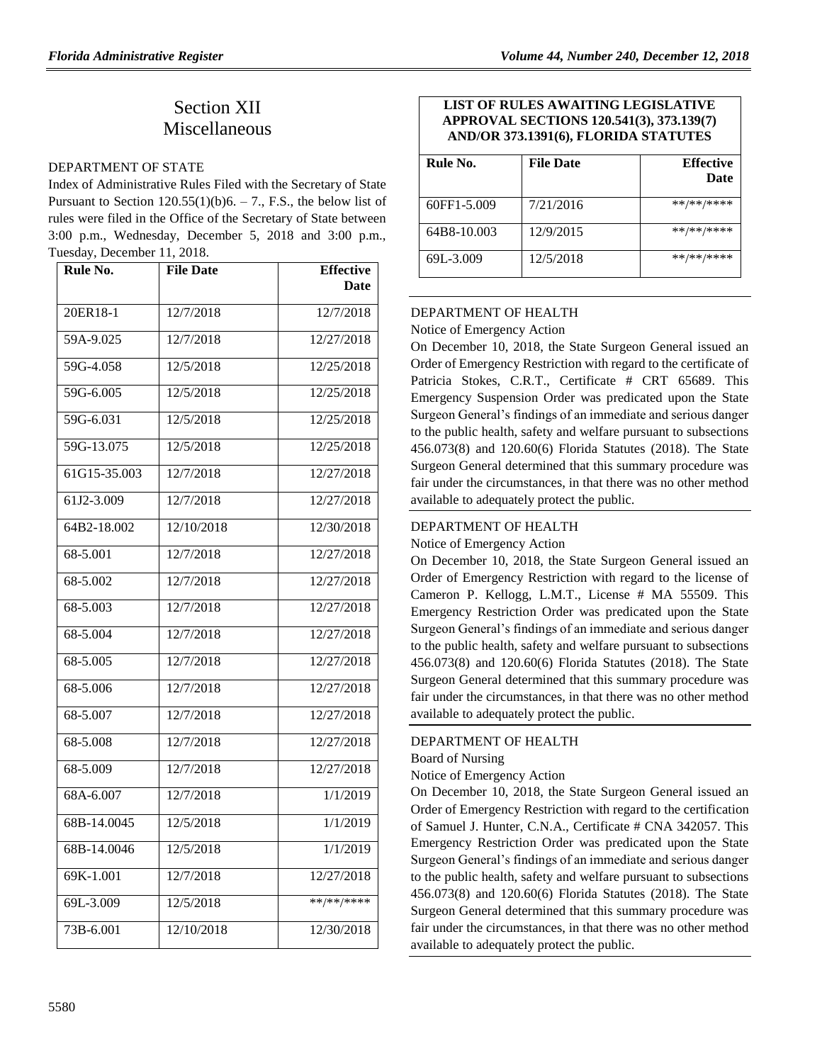# Section XII
# Miscellaneous

## DEPARTMENT OF STATE

Index of Administrative Rules Filed with the Secretary of State Pursuant to Section 120.55(1)(b)6. – 7., F.S., the below list of rules were filed in the Office of the Secretary of State between 3:00 p.m., Wednesday, December 5, 2018 and 3:00 p.m., Tuesday, December 11, 2018.

| Rule No. | File Date | Effective Date |
|---|---|---|
| 20ER18-1 | 12/7/2018 | 12/7/2018 |
| 59A-9.025 | 12/7/2018 | 12/27/2018 |
| 59G-4.058 | 12/5/2018 | 12/25/2018 |
| 59G-6.005 | 12/5/2018 | 12/25/2018 |
| 59G-6.031 | 12/5/2018 | 12/25/2018 |
| 59G-13.075 | 12/5/2018 | 12/25/2018 |
| 61G15-35.003 | 12/7/2018 | 12/27/2018 |
| 61J2-3.009 | 12/7/2018 | 12/27/2018 |
| 64B2-18.002 | 12/10/2018 | 12/30/2018 |
| 68-5.001 | 12/7/2018 | 12/27/2018 |
| 68-5.002 | 12/7/2018 | 12/27/2018 |
| 68-5.003 | 12/7/2018 | 12/27/2018 |
| 68-5.004 | 12/7/2018 | 12/27/2018 |
| 68-5.005 | 12/7/2018 | 12/27/2018 |
| 68-5.006 | 12/7/2018 | 12/27/2018 |
| 68-5.007 | 12/7/2018 | 12/27/2018 |
| 68-5.008 | 12/7/2018 | 12/27/2018 |
| 68-5.009 | 12/7/2018 | 12/27/2018 |
| 68A-6.007 | 12/7/2018 | 1/1/2019 |
| 68B-14.0045 | 12/5/2018 | 1/1/2019 |
| 68B-14.0046 | 12/5/2018 | 1/1/2019 |
| 69K-1.001 | 12/7/2018 | 12/27/2018 |
| 69L-3.009 | 12/5/2018 | **/**/**** |
| 73B-6.001 | 12/10/2018 | 12/30/2018 |

**LIST OF RULES AWAITING LEGISLATIVE APPROVAL SECTIONS 120.541(3), 373.139(7) AND/OR 373.1391(6), FLORIDA STATUTES**

| Rule No. | File Date | Effective Date |
|---|---|---|
| 60FF1-5.009 | 7/21/2016 | **/**/**** |
| 64B8-10.003 | 12/9/2015 | **/**/**** |
| 69L-3.009 | 12/5/2018 | **/**/**** |

## DEPARTMENT OF HEALTH

Notice of Emergency Action

On December 10, 2018, the State Surgeon General issued an Order of Emergency Restriction with regard to the certificate of Patricia Stokes, C.R.T., Certificate # CRT 65689. This Emergency Suspension Order was predicated upon the State Surgeon General's findings of an immediate and serious danger to the public health, safety and welfare pursuant to subsections 456.073(8) and 120.60(6) Florida Statutes (2018). The State Surgeon General determined that this summary procedure was fair under the circumstances, in that there was no other method available to adequately protect the public.

## DEPARTMENT OF HEALTH

Notice of Emergency Action

On December 10, 2018, the State Surgeon General issued an Order of Emergency Restriction with regard to the license of Cameron P. Kellogg, L.M.T., License # MA 55509. This Emergency Restriction Order was predicated upon the State Surgeon General's findings of an immediate and serious danger to the public health, safety and welfare pursuant to subsections 456.073(8) and 120.60(6) Florida Statutes (2018). The State Surgeon General determined that this summary procedure was fair under the circumstances, in that there was no other method available to adequately protect the public.

## DEPARTMENT OF HEALTH

Board of Nursing

Notice of Emergency Action

On December 10, 2018, the State Surgeon General issued an Order of Emergency Restriction with regard to the certification of Samuel J. Hunter, C.N.A., Certificate # CNA 342057. This Emergency Restriction Order was predicated upon the State Surgeon General's findings of an immediate and serious danger to the public health, safety and welfare pursuant to subsections 456.073(8) and 120.60(6) Florida Statutes (2018). The State Surgeon General determined that this summary procedure was fair under the circumstances, in that there was no other method available to adequately protect the public.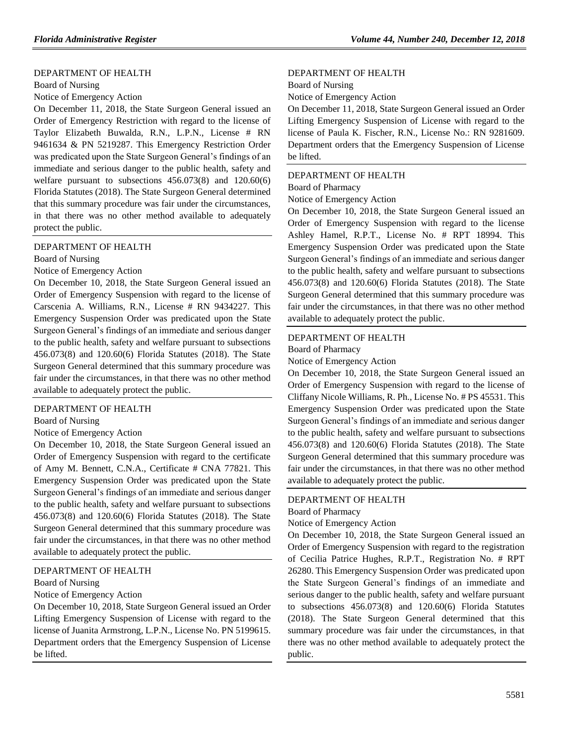DEPARTMENT OF HEALTH

Board of Nursing

Notice of Emergency Action

On December 11, 2018, the State Surgeon General issued an Order of Emergency Restriction with regard to the license of Taylor Elizabeth Buwalda, R.N., L.P.N., License # RN 9461634 & PN 5219287. This Emergency Restriction Order was predicated upon the State Surgeon General's findings of an immediate and serious danger to the public health, safety and welfare pursuant to subsections 456.073(8) and 120.60(6) Florida Statutes (2018). The State Surgeon General determined that this summary procedure was fair under the circumstances, in that there was no other method available to adequately protect the public.

---

DEPARTMENT OF HEALTH

Board of Nursing

Notice of Emergency Action

On December 10, 2018, the State Surgeon General issued an Order of Emergency Suspension with regard to the license of Carscenia A. Williams, R.N., License # RN 9434227. This Emergency Suspension Order was predicated upon the State Surgeon General's findings of an immediate and serious danger to the public health, safety and welfare pursuant to subsections 456.073(8) and 120.60(6) Florida Statutes (2018). The State Surgeon General determined that this summary procedure was fair under the circumstances, in that there was no other method available to adequately protect the public.

---

DEPARTMENT OF HEALTH

Board of Nursing

Notice of Emergency Action

On December 10, 2018, the State Surgeon General issued an Order of Emergency Suspension with regard to the certificate of Amy M. Bennett, C.N.A., Certificate # CNA 77821. This Emergency Suspension Order was predicated upon the State Surgeon General's findings of an immediate and serious danger to the public health, safety and welfare pursuant to subsections 456.073(8) and 120.60(6) Florida Statutes (2018). The State Surgeon General determined that this summary procedure was fair under the circumstances, in that there was no other method available to adequately protect the public.

---

DEPARTMENT OF HEALTH

Board of Nursing

Notice of Emergency Action

On December 10, 2018, State Surgeon General issued an Order Lifting Emergency Suspension of License with regard to the license of Juanita Armstrong, L.P.N., License No. PN 5199615. Department orders that the Emergency Suspension of License be lifted.

---

DEPARTMENT OF HEALTH

Board of Nursing

Notice of Emergency Action

On December 11, 2018, State Surgeon General issued an Order Lifting Emergency Suspension of License with regard to the license of Paula K. Fischer, R.N., License No.: RN 9281609. Department orders that the Emergency Suspension of License be lifted.

---

DEPARTMENT OF HEALTH

Board of Pharmacy

Notice of Emergency Action

On December 10, 2018, the State Surgeon General issued an Order of Emergency Suspension with regard to the license Ashley Hamel, R.P.T., License No. # RPT 18994. This Emergency Suspension Order was predicated upon the State Surgeon General's findings of an immediate and serious danger to the public health, safety and welfare pursuant to subsections 456.073(8) and 120.60(6) Florida Statutes (2018). The State Surgeon General determined that this summary procedure was fair under the circumstances, in that there was no other method available to adequately protect the public.

---

DEPARTMENT OF HEALTH

Board of Pharmacy

Notice of Emergency Action

On December 10, 2018, the State Surgeon General issued an Order of Emergency Suspension with regard to the license of Cliffany Nicole Williams, R. Ph., License No. # PS 45531. This Emergency Suspension Order was predicated upon the State Surgeon General's findings of an immediate and serious danger to the public health, safety and welfare pursuant to subsections 456.073(8) and 120.60(6) Florida Statutes (2018). The State Surgeon General determined that this summary procedure was fair under the circumstances, in that there was no other method available to adequately protect the public.

---

DEPARTMENT OF HEALTH

Board of Pharmacy

Notice of Emergency Action

On December 10, 2018, the State Surgeon General issued an Order of Emergency Suspension with regard to the registration of Cecilia Patrice Hughes, R.P.T., Registration No. # RPT 26280. This Emergency Suspension Order was predicated upon the State Surgeon General's findings of an immediate and serious danger to the public health, safety and welfare pursuant to subsections 456.073(8) and 120.60(6) Florida Statutes (2018). The State Surgeon General determined that this summary procedure was fair under the circumstances, in that there was no other method available to adequately protect the public.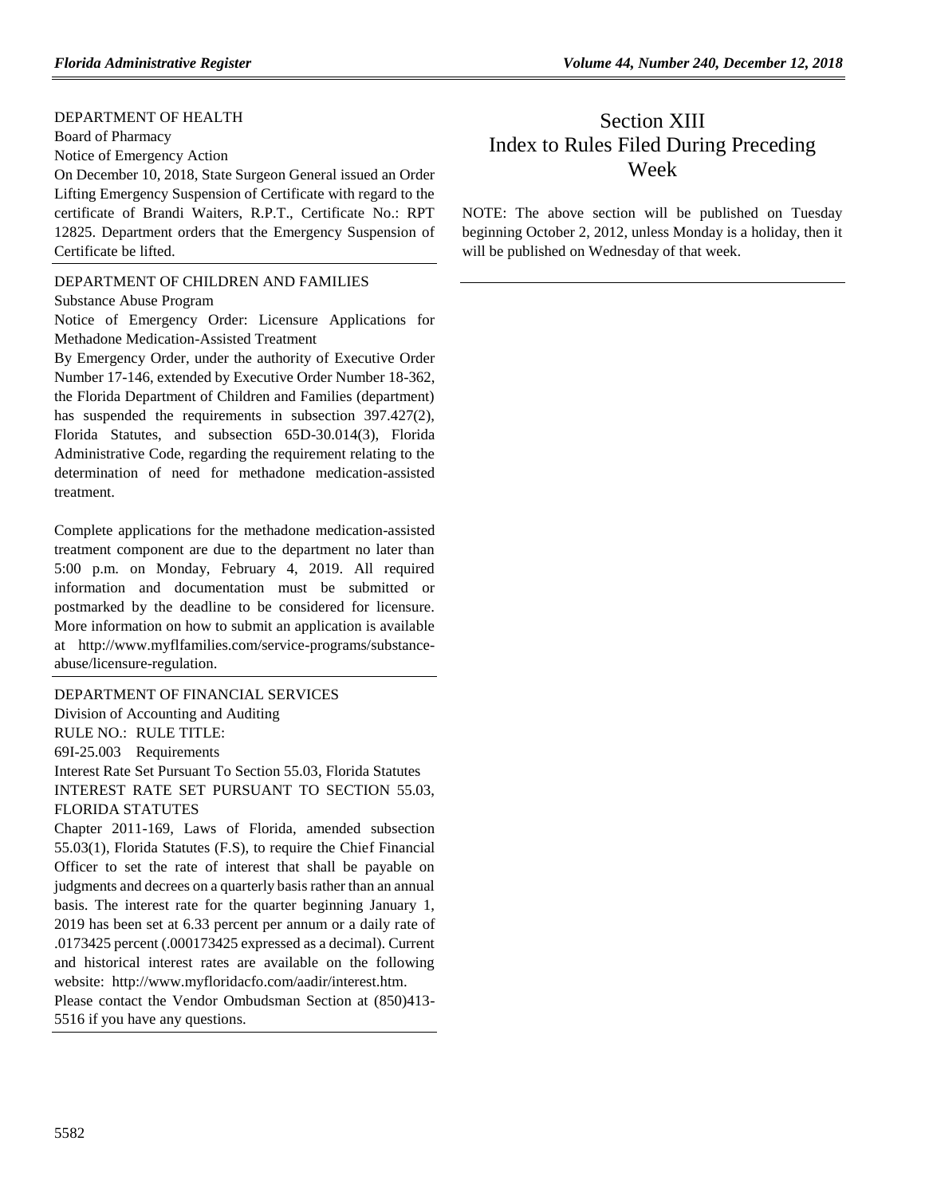DEPARTMENT OF HEALTH

Board of Pharmacy

Notice of Emergency Action

On December 10, 2018, State Surgeon General issued an Order Lifting Emergency Suspension of Certificate with regard to the certificate of Brandi Waiters, R.P.T., Certificate No.: RPT 12825. Department orders that the Emergency Suspension of Certificate be lifted.

---

DEPARTMENT OF CHILDREN AND FAMILIES

Substance Abuse Program

Notice of Emergency Order: Licensure Applications for Methadone Medication-Assisted Treatment

By Emergency Order, under the authority of Executive Order Number 17-146, extended by Executive Order Number 18-362, the Florida Department of Children and Families (department) has suspended the requirements in subsection 397.427(2), Florida Statutes, and subsection 65D-30.014(3), Florida Administrative Code, regarding the requirement relating to the determination of need for methadone medication-assisted treatment.

Complete applications for the methadone medication-assisted treatment component are due to the department no later than 5:00 p.m. on Monday, February 4, 2019. All required information and documentation must be submitted or postmarked by the deadline to be considered for licensure. More information on how to submit an application is available at http://www.myflfamilies.com/service-programs/substance-abuse/licensure-regulation.

---

DEPARTMENT OF FINANCIAL SERVICES

Division of Accounting and Auditing

RULE NO.: RULE TITLE:

69I-25.003 Requirements

Interest Rate Set Pursuant To Section 55.03, Florida Statutes

INTEREST RATE SET PURSUANT TO SECTION 55.03, FLORIDA STATUTES

Chapter 2011-169, Laws of Florida, amended subsection 55.03(1), Florida Statutes (F.S), to require the Chief Financial Officer to set the rate of interest that shall be payable on judgments and decrees on a quarterly basis rather than an annual basis. The interest rate for the quarter beginning January 1, 2019 has been set at 6.33 percent per annum or a daily rate of .0173425 percent (.000173425 expressed as a decimal). Current and historical interest rates are available on the following website: http://www.myfloridacfo.com/aadir/interest.htm.

Please contact the Vendor Ombudsman Section at (850)413-5516 if you have any questions.

---

# Section XIII Index to Rules Filed During Preceding Week

NOTE: The above section will be published on Tuesday beginning October 2, 2012, unless Monday is a holiday, then it will be published on Wednesday of that week.